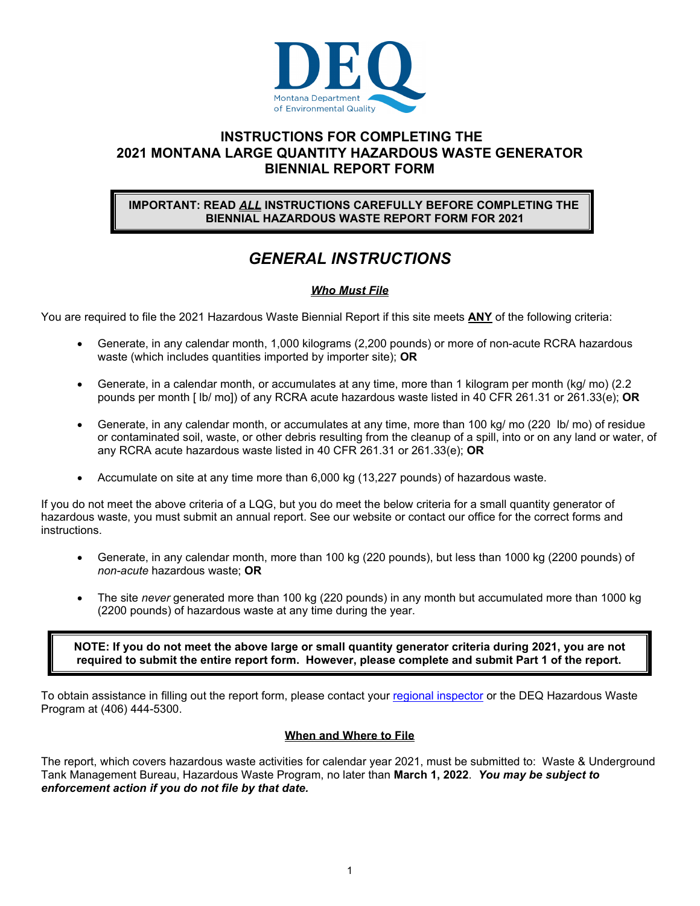DEQ
Montana Department of Environmental Quality

# INSTRUCTIONS FOR COMPLETING THE 2021 MONTANA LARGE QUANTITY HAZARDOUS WASTE GENERATOR BIENNIAL REPORT FORM

**IMPORTANT: READ *ALL* INSTRUCTIONS CAREFULLY BEFORE COMPLETING THE BIENNIAL HAZARDOUS WASTE REPORT FORM FOR 2021**

## *GENERAL INSTRUCTIONS*

### ***Who Must File***

You are required to file the 2021 Hazardous Waste Biennial Report if this site meets **ANY** of the following criteria:

- Generate, in any calendar month, 1,000 kilograms (2,200 pounds) or more of non-acute RCRA hazardous waste (which includes quantities imported by importer site); **OR**
- Generate, in a calendar month, or accumulates at any time, more than 1 kilogram per month (kg/ mo) (2.2 pounds per month [ lb/ mo]) of any RCRA acute hazardous waste listed in 40 CFR 261.31 or 261.33(e); **OR**
- Generate, in any calendar month, or accumulates at any time, more than 100 kg/ mo (220 lb/ mo) of residue or contaminated soil, waste, or other debris resulting from the cleanup of a spill, into or on any land or water, of any RCRA acute hazardous waste listed in 40 CFR 261.31 or 261.33(e); **OR**
- Accumulate on site at any time more than 6,000 kg (13,227 pounds) of hazardous waste.

If you do not meet the above criteria of a LQG, but you do meet the below criteria for a small quantity generator of hazardous waste, you must submit an annual report. See our website or contact our office for the correct forms and instructions.

- Generate, in any calendar month, more than 100 kg (220 pounds), but less than 1000 kg (2200 pounds) of *non-acute* hazardous waste; **OR**
- The site *never* generated more than 100 kg (220 pounds) in any month but accumulated more than 1000 kg (2200 pounds) of hazardous waste at any time during the year.

**NOTE: If you do not meet the above large or small quantity generator criteria during 2021, you are not required to submit the entire report form. However, please complete and submit Part 1 of the report.**

To obtain assistance in filling out the report form, please contact your regional inspector or the DEQ Hazardous Waste Program at (406) 444-5300.

### When and Where to File

The report, which covers hazardous waste activities for calendar year 2021, must be submitted to: Waste & Underground Tank Management Bureau, Hazardous Waste Program, no later than **March 1, 2022**. ***You may be subject to enforcement action if you do not file by that date.***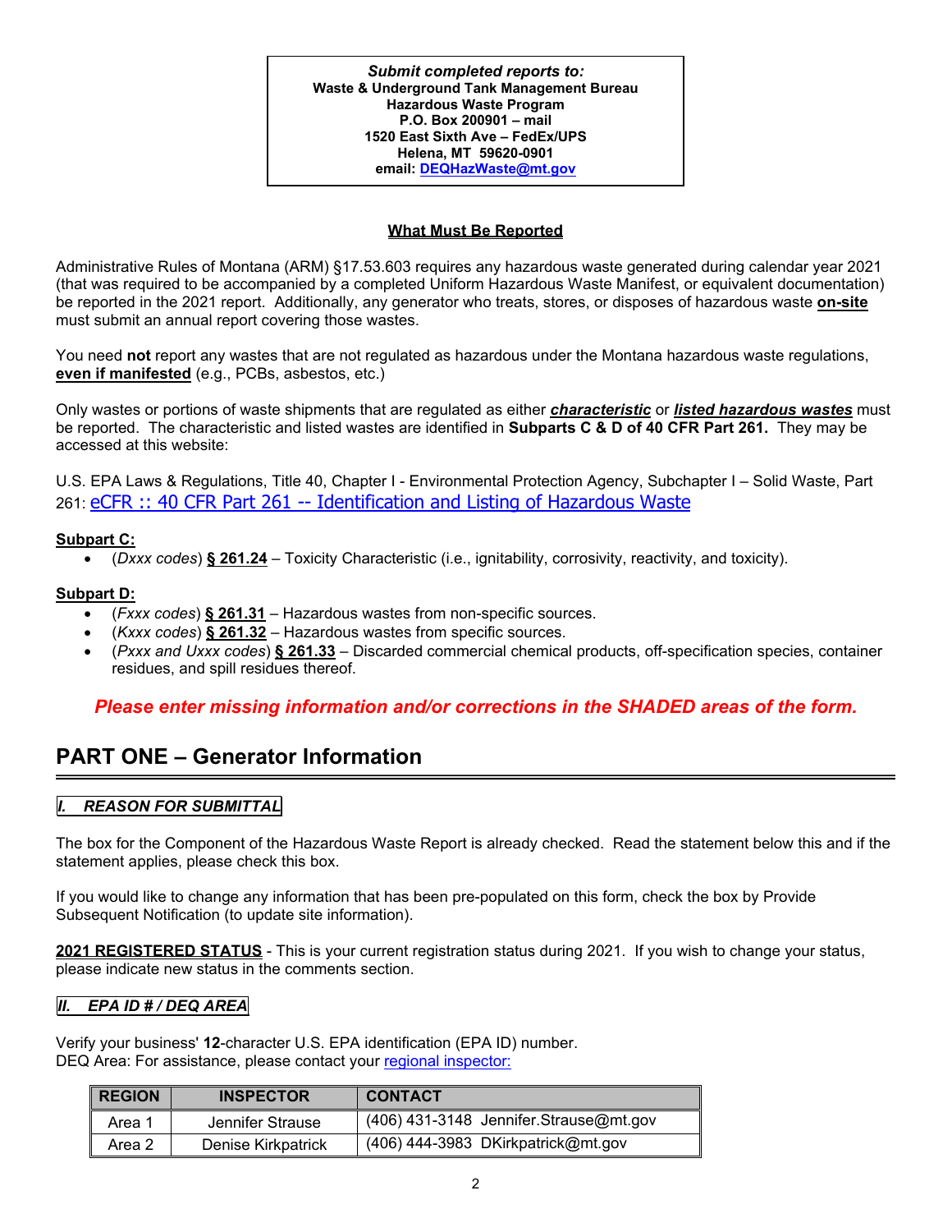***Submit completed reports to:***
**Waste & Underground Tank Management Bureau**
**Hazardous Waste Program**
**P.O. Box 200901 – mail**
**1520 East Sixth Ave – FedEx/UPS**
**Helena, MT 59620-0901**
**email: DEQHazWaste@mt.gov**

## What Must Be Reported

Administrative Rules of Montana (ARM) §17.53.603 requires any hazardous waste generated during calendar year 2021 (that was required to be accompanied by a completed Uniform Hazardous Waste Manifest, or equivalent documentation) be reported in the 2021 report. Additionally, any generator who treats, stores, or disposes of hazardous waste **on-site** must submit an annual report covering those wastes.

You need **not** report any wastes that are not regulated as hazardous under the Montana hazardous waste regulations, **even if manifested** (e.g., PCBs, asbestos, etc.)

Only wastes or portions of waste shipments that are regulated as either ***characteristic*** or ***listed hazardous wastes*** must be reported. The characteristic and listed wastes are identified in **Subparts C & D of 40 CFR Part 261.** They may be accessed at this website:

U.S. EPA Laws & Regulations, Title 40, Chapter I - Environmental Protection Agency, Subchapter I – Solid Waste, Part 261: eCFR :: 40 CFR Part 261 -- Identification and Listing of Hazardous Waste

**Subpart C:**
- (*Dxxx codes*) **§ 261.24** – Toxicity Characteristic (i.e., ignitability, corrosivity, reactivity, and toxicity).

**Subpart D:**
- (*Fxxx codes*) **§ 261.31** – Hazardous wastes from non-specific sources.
- (*Kxxx codes*) **§ 261.32** – Hazardous wastes from specific sources.
- (*Pxxx and Uxxx codes*) **§ 261.33** – Discarded commercial chemical products, off-specification species, container residues, and spill residues thereof.

***Please enter missing information and/or corrections in the SHADED areas of the form.***

# PART ONE – Generator Information

### *I. REASON FOR SUBMITTAL*

The box for the Component of the Hazardous Waste Report is already checked. Read the statement below this and if the statement applies, please check this box.

If you would like to change any information that has been pre-populated on this form, check the box by Provide Subsequent Notification (to update site information).

**2021 REGISTERED STATUS** - This is your current registration status during 2021. If you wish to change your status, please indicate new status in the comments section.

### *II. EPA ID # / DEQ AREA*

Verify your business' **12**-character U.S. EPA identification (EPA ID) number.
DEQ Area: For assistance, please contact your regional inspector:

| REGION | INSPECTOR | CONTACT |
|---|---|---|
| Area 1 | Jennifer Strause | (406) 431-3148 Jennifer.Strause@mt.gov |
| Area 2 | Denise Kirkpatrick | (406) 444-3983 DKirkpatrick@mt.gov |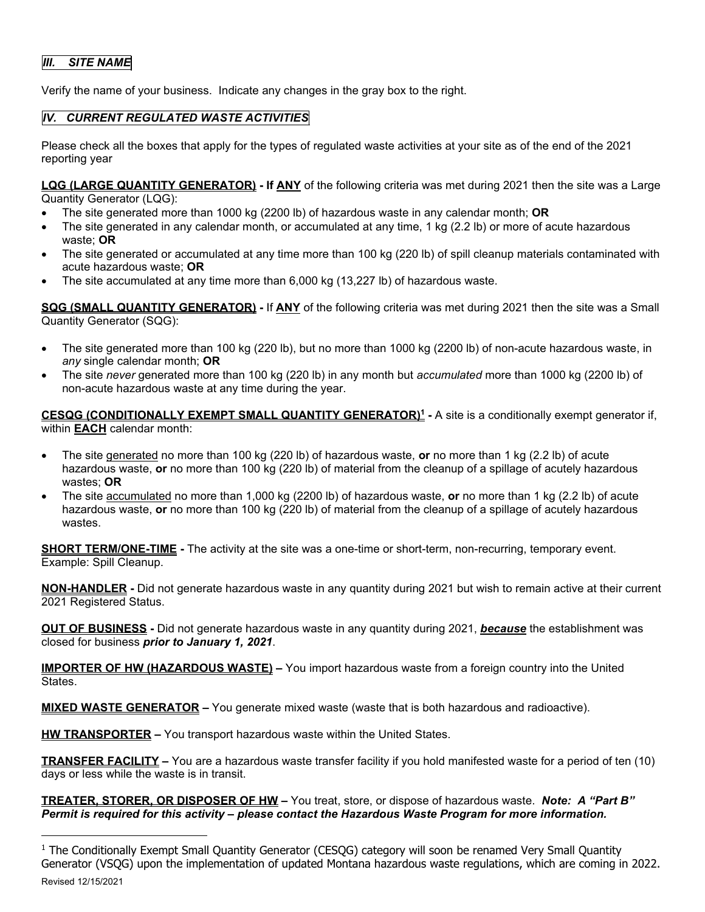## *III. SITE NAME*

Verify the name of your business. Indicate any changes in the gray box to the right.

## *IV. CURRENT REGULATED WASTE ACTIVITIES*

Please check all the boxes that apply for the types of regulated waste activities at your site as of the end of the 2021 reporting year

**LQG (LARGE QUANTITY GENERATOR) - If ANY** of the following criteria was met during 2021 then the site was a Large Quantity Generator (LQG):

- The site generated more than 1000 kg (2200 lb) of hazardous waste in any calendar month; **OR**
- The site generated in any calendar month, or accumulated at any time, 1 kg (2.2 lb) or more of acute hazardous waste; **OR**
- The site generated or accumulated at any time more than 100 kg (220 lb) of spill cleanup materials contaminated with acute hazardous waste; **OR**
- The site accumulated at any time more than 6,000 kg (13,227 lb) of hazardous waste.

**SQG (SMALL QUANTITY GENERATOR) -** If **ANY** of the following criteria was met during 2021 then the site was a Small Quantity Generator (SQG):

- The site generated more than 100 kg (220 lb), but no more than 1000 kg (2200 lb) of non-acute hazardous waste, in *any* single calendar month; **OR**
- The site *never* generated more than 100 kg (220 lb) in any month but *accumulated* more than 1000 kg (2200 lb) of non-acute hazardous waste at any time during the year.

**CESQG (CONDITIONALLY EXEMPT SMALL QUANTITY GENERATOR)[1] -** A site is a conditionally exempt generator if, within **EACH** calendar month:

- The site generated no more than 100 kg (220 lb) of hazardous waste, **or** no more than 1 kg (2.2 lb) of acute hazardous waste, **or** no more than 100 kg (220 lb) of material from the cleanup of a spillage of acutely hazardous wastes; **OR**
- The site accumulated no more than 1,000 kg (2200 lb) of hazardous waste, **or** no more than 1 kg (2.2 lb) of acute hazardous waste, **or** no more than 100 kg (220 lb) of material from the cleanup of a spillage of acutely hazardous wastes.

**SHORT TERM/ONE-TIME -** The activity at the site was a one-time or short-term, non-recurring, temporary event. Example: Spill Cleanup.

**NON-HANDLER -** Did not generate hazardous waste in any quantity during 2021 but wish to remain active at their current 2021 Registered Status.

**OUT OF BUSINESS -** Did not generate hazardous waste in any quantity during 2021, ***because*** the establishment was closed for business ***prior to January 1, 2021***.

**IMPORTER OF HW (HAZARDOUS WASTE) –** You import hazardous waste from a foreign country into the United States.

**MIXED WASTE GENERATOR –** You generate mixed waste (waste that is both hazardous and radioactive).

**HW TRANSPORTER –** You transport hazardous waste within the United States.

**TRANSFER FACILITY –** You are a hazardous waste transfer facility if you hold manifested waste for a period of ten (10) days or less while the waste is in transit.

**TREATER, STORER, OR DISPOSER OF HW –** You treat, store, or dispose of hazardous waste. ***Note: A "Part B" Permit is required for this activity – please contact the Hazardous Waste Program for more information.***

---

[1] The Conditionally Exempt Small Quantity Generator (CESQG) category will soon be renamed Very Small Quantity Generator (VSQG) upon the implementation of updated Montana hazardous waste regulations, which are coming in 2022.

Revised 12/15/2021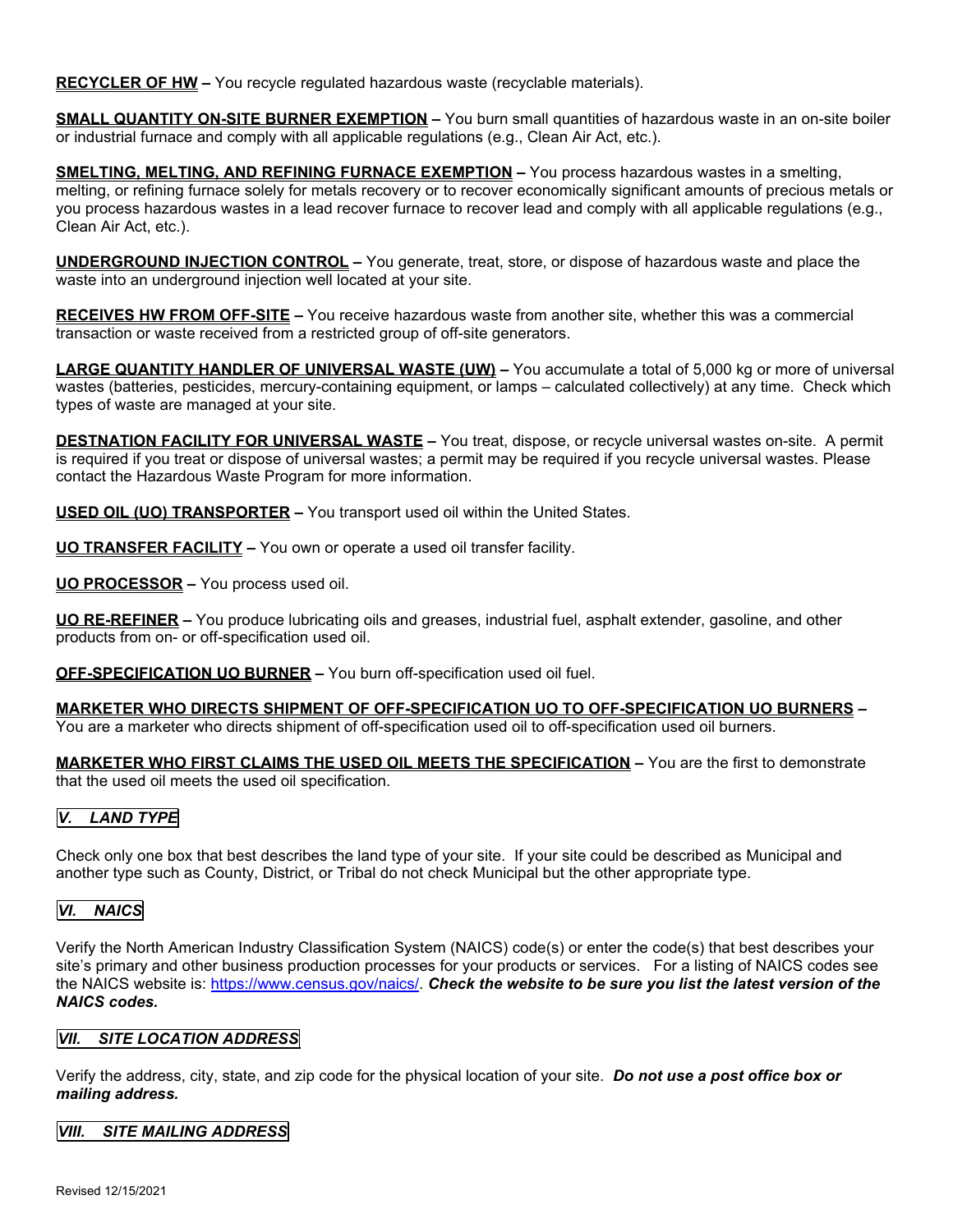**RECYCLER OF HW –** You recycle regulated hazardous waste (recyclable materials).

**SMALL QUANTITY ON-SITE BURNER EXEMPTION –** You burn small quantities of hazardous waste in an on-site boiler or industrial furnace and comply with all applicable regulations (e.g., Clean Air Act, etc.).

**SMELTING, MELTING, AND REFINING FURNACE EXEMPTION –** You process hazardous wastes in a smelting, melting, or refining furnace solely for metals recovery or to recover economically significant amounts of precious metals or you process hazardous wastes in a lead recover furnace to recover lead and comply with all applicable regulations (e.g., Clean Air Act, etc.).

**UNDERGROUND INJECTION CONTROL –** You generate, treat, store, or dispose of hazardous waste and place the waste into an underground injection well located at your site.

**RECEIVES HW FROM OFF-SITE –** You receive hazardous waste from another site, whether this was a commercial transaction or waste received from a restricted group of off-site generators.

**LARGE QUANTITY HANDLER OF UNIVERSAL WASTE (UW) –** You accumulate a total of 5,000 kg or more of universal wastes (batteries, pesticides, mercury-containing equipment, or lamps – calculated collectively) at any time. Check which types of waste are managed at your site.

**DESTNATION FACILITY FOR UNIVERSAL WASTE –** You treat, dispose, or recycle universal wastes on-site. A permit is required if you treat or dispose of universal wastes; a permit may be required if you recycle universal wastes. Please contact the Hazardous Waste Program for more information.

**USED OIL (UO) TRANSPORTER –** You transport used oil within the United States.

**UO TRANSFER FACILITY –** You own or operate a used oil transfer facility.

**UO PROCESSOR –** You process used oil.

**UO RE-REFINER –** You produce lubricating oils and greases, industrial fuel, asphalt extender, gasoline, and other products from on- or off-specification used oil.

**OFF-SPECIFICATION UO BURNER –** You burn off-specification used oil fuel.

**MARKETER WHO DIRECTS SHIPMENT OF OFF-SPECIFICATION UO TO OFF-SPECIFICATION UO BURNERS –** You are a marketer who directs shipment of off-specification used oil to off-specification used oil burners.

**MARKETER WHO FIRST CLAIMS THE USED OIL MEETS THE SPECIFICATION –** You are the first to demonstrate that the used oil meets the used oil specification.

## *V. LAND TYPE*

Check only one box that best describes the land type of your site. If your site could be described as Municipal and another type such as County, District, or Tribal do not check Municipal but the other appropriate type.

## *VI. NAICS*

Verify the North American Industry Classification System (NAICS) code(s) or enter the code(s) that best describes your site's primary and other business production processes for your products or services. For a listing of NAICS codes see the NAICS website is: https://www.census.gov/naics/. ***Check the website to be sure you list the latest version of the NAICS codes.***

## *VII. SITE LOCATION ADDRESS*

Verify the address, city, state, and zip code for the physical location of your site. ***Do not use a post office box or mailing address.***

## *VIII. SITE MAILING ADDRESS*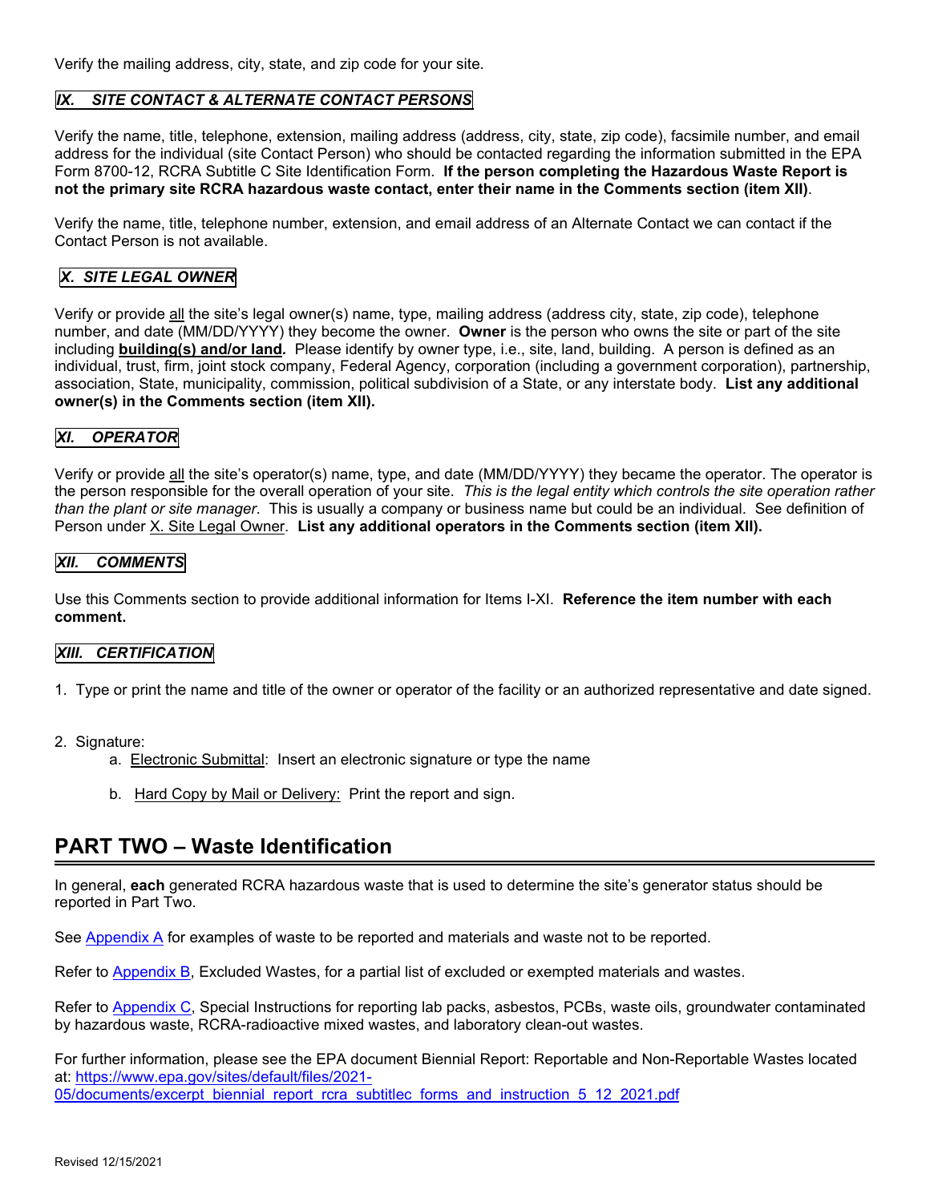Verify the mailing address, city, state, and zip code for your site.

### *IX. SITE CONTACT & ALTERNATE CONTACT PERSONS*

Verify the name, title, telephone, extension, mailing address (address, city, state, zip code), facsimile number, and email address for the individual (site Contact Person) who should be contacted regarding the information submitted in the EPA Form 8700-12, RCRA Subtitle C Site Identification Form. **If the person completing the Hazardous Waste Report is not the primary site RCRA hazardous waste contact, enter their name in the Comments section (item XII)**.

Verify the name, title, telephone number, extension, and email address of an Alternate Contact we can contact if the Contact Person is not available.

### *X. SITE LEGAL OWNER*

Verify or provide all the site's legal owner(s) name, type, mailing address (address city, state, zip code), telephone number, and date (MM/DD/YYYY) they become the owner. **Owner** is the person who owns the site or part of the site including **building(s) and/or land.** Please identify by owner type, i.e., site, land, building. A person is defined as an individual, trust, firm, joint stock company, Federal Agency, corporation (including a government corporation), partnership, association, State, municipality, commission, political subdivision of a State, or any interstate body. **List any additional owner(s) in the Comments section (item XII).**

### *XI. OPERATOR*

Verify or provide all the site's operator(s) name, type, and date (MM/DD/YYYY) they became the operator. The operator is the person responsible for the overall operation of your site. *This is the legal entity which controls the site operation rather than the plant or site manager.* This is usually a company or business name but could be an individual. See definition of Person under X. Site Legal Owner. **List any additional operators in the Comments section (item XII).**

### *XII. COMMENTS*

Use this Comments section to provide additional information for Items I-XI. **Reference the item number with each comment.**

### *XIII. CERTIFICATION*

1. Type or print the name and title of the owner or operator of the facility or an authorized representative and date signed.

2. Signature:
   a. Electronic Submittal: Insert an electronic signature or type the name
   b. Hard Copy by Mail or Delivery: Print the report and sign.

## PART TWO – Waste Identification

In general, **each** generated RCRA hazardous waste that is used to determine the site's generator status should be reported in Part Two.

See Appendix A for examples of waste to be reported and materials and waste not to be reported.

Refer to Appendix B, Excluded Wastes, for a partial list of excluded or exempted materials and wastes.

Refer to Appendix C, Special Instructions for reporting lab packs, asbestos, PCBs, waste oils, groundwater contaminated by hazardous waste, RCRA-radioactive mixed wastes, and laboratory clean-out wastes.

For further information, please see the EPA document Biennial Report: Reportable and Non-Reportable Wastes located at: https://www.epa.gov/sites/default/files/2021-05/documents/excerpt_biennial_report_rcra_subtitlec_forms_and_instruction_5_12_2021.pdf

Revised 12/15/2021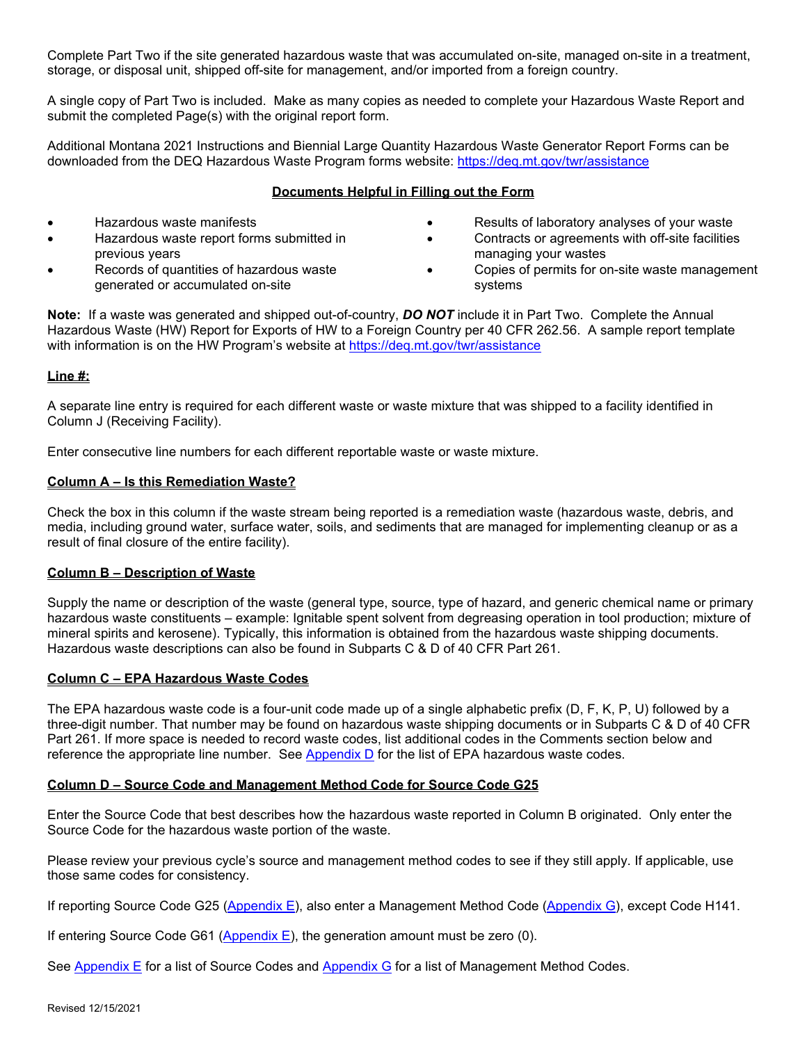Complete Part Two if the site generated hazardous waste that was accumulated on-site, managed on-site in a treatment, storage, or disposal unit, shipped off-site for management, and/or imported from a foreign country.

A single copy of Part Two is included. Make as many copies as needed to complete your Hazardous Waste Report and submit the completed Page(s) with the original report form.

Additional Montana 2021 Instructions and Biennial Large Quantity Hazardous Waste Generator Report Forms can be downloaded from the DEQ Hazardous Waste Program forms website: [https://deq.mt.gov/twr/assistance](https://deq.mt.gov/twr/assistance)

## Documents Helpful in Filling out the Form

- Hazardous waste manifests
- Hazardous waste report forms submitted in previous years
- Records of quantities of hazardous waste generated or accumulated on-site
- Results of laboratory analyses of your waste
- Contracts or agreements with off-site facilities managing your wastes
- Copies of permits for on-site waste management systems

**Note:** If a waste was generated and shipped out-of-country, ***DO NOT*** include it in Part Two. Complete the Annual Hazardous Waste (HW) Report for Exports of HW to a Foreign Country per 40 CFR 262.56. A sample report template with information is on the HW Program's website at [https://deq.mt.gov/twr/assistance](https://deq.mt.gov/twr/assistance)

### Line #:

A separate line entry is required for each different waste or waste mixture that was shipped to a facility identified in Column J (Receiving Facility).

Enter consecutive line numbers for each different reportable waste or waste mixture.

### Column A – Is this Remediation Waste?

Check the box in this column if the waste stream being reported is a remediation waste (hazardous waste, debris, and media, including ground water, surface water, soils, and sediments that are managed for implementing cleanup or as a result of final closure of the entire facility).

### Column B – Description of Waste

Supply the name or description of the waste (general type, source, type of hazard, and generic chemical name or primary hazardous waste constituents – example: Ignitable spent solvent from degreasing operation in tool production; mixture of mineral spirits and kerosene). Typically, this information is obtained from the hazardous waste shipping documents. Hazardous waste descriptions can also be found in Subparts C & D of 40 CFR Part 261.

### Column C – EPA Hazardous Waste Codes

The EPA hazardous waste code is a four-unit code made up of a single alphabetic prefix (D, F, K, P, U) followed by a three-digit number. That number may be found on hazardous waste shipping documents or in Subparts C & D of 40 CFR Part 261. If more space is needed to record waste codes, list additional codes in the Comments section below and reference the appropriate line number. See Appendix D for the list of EPA hazardous waste codes.

### Column D – Source Code and Management Method Code for Source Code G25

Enter the Source Code that best describes how the hazardous waste reported in Column B originated. Only enter the Source Code for the hazardous waste portion of the waste.

Please review your previous cycle's source and management method codes to see if they still apply. If applicable, use those same codes for consistency.

If reporting Source Code G25 (Appendix E), also enter a Management Method Code (Appendix G), except Code H141.

If entering Source Code G61 (Appendix E), the generation amount must be zero (0).

See Appendix E for a list of Source Codes and Appendix G for a list of Management Method Codes.

Revised 12/15/2021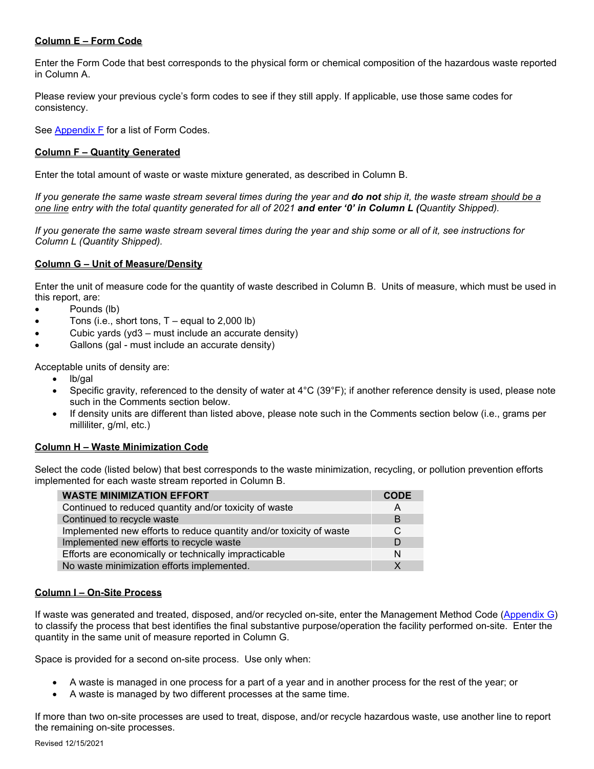**<u>Column E – Form Code</u>**

Enter the Form Code that best corresponds to the physical form or chemical composition of the hazardous waste reported in Column A.

Please review your previous cycle's form codes to see if they still apply. If applicable, use those same codes for consistency.

See Appendix F for a list of Form Codes.

**<u>Column F – Quantity Generated</u>**

Enter the total amount of waste or waste mixture generated, as described in Column B.

*If you generate the same waste stream several times during the year and **do not** ship it, the waste stream <u>should be a one line</u> entry with the total quantity generated for all of 2021 **and enter '0' in Column L (**Quantity Shipped).*

*If you generate the same waste stream several times during the year and ship some or all of it, see instructions for Column L (Quantity Shipped).*

**<u>Column G – Unit of Measure/Density</u>**

Enter the unit of measure code for the quantity of waste described in Column B. Units of measure, which must be used in this report, are:

- Pounds (lb)
- Tons (i.e., short tons, T – equal to 2,000 lb)
- Cubic yards (yd3 – must include an accurate density)
- Gallons (gal - must include an accurate density)

Acceptable units of density are:

- lb/gal
- Specific gravity, referenced to the density of water at 4°C (39°F); if another reference density is used, please note such in the Comments section below.
- If density units are different than listed above, please note such in the Comments section below (i.e., grams per milliliter, g/ml, etc.)

**<u>Column H – Waste Minimization Code</u>**

Select the code (listed below) that best corresponds to the waste minimization, recycling, or pollution prevention efforts implemented for each waste stream reported in Column B.

| WASTE MINIMIZATION EFFORT | CODE |
|---|---|
| Continued to reduced quantity and/or toxicity of waste | A |
| Continued to recycle waste | B |
| Implemented new efforts to reduce quantity and/or toxicity of waste | C |
| Implemented new efforts to recycle waste | D |
| Efforts are economically or technically impracticable | N |
| No waste minimization efforts implemented. | X |

**<u>Column I – On-Site Process</u>**

If waste was generated and treated, disposed, and/or recycled on-site, enter the Management Method Code (Appendix G) to classify the process that best identifies the final substantive purpose/operation the facility performed on-site. Enter the quantity in the same unit of measure reported in Column G.

Space is provided for a second on-site process. Use only when:

- A waste is managed in one process for a part of a year and in another process for the rest of the year; or
- A waste is managed by two different processes at the same time.

If more than two on-site processes are used to treat, dispose, and/or recycle hazardous waste, use another line to report the remaining on-site processes.

Revised 12/15/2021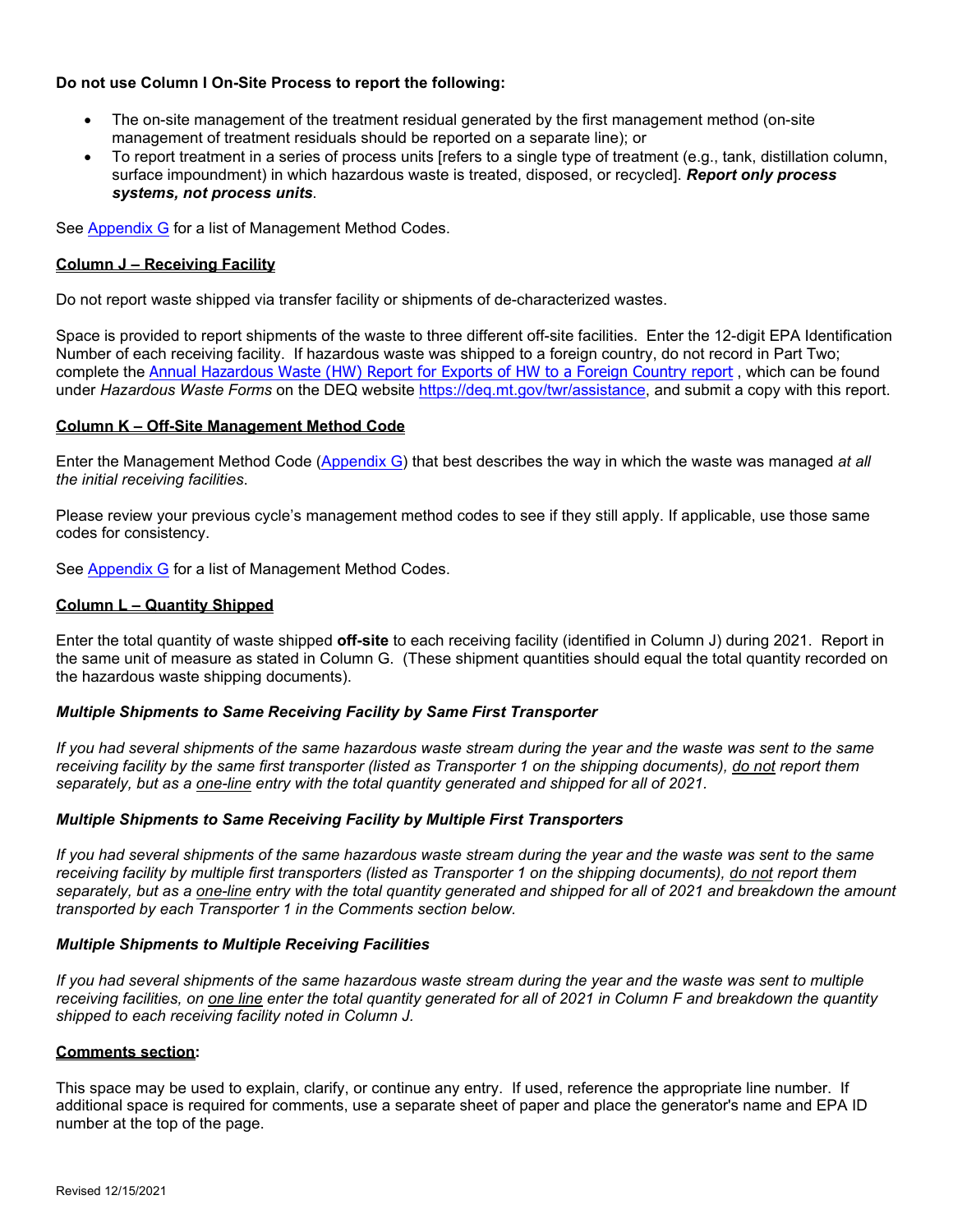**Do not use Column I On-Site Process to report the following:**

- The on-site management of the treatment residual generated by the first management method (on-site management of treatment residuals should be reported on a separate line); or
- To report treatment in a series of process units [refers to a single type of treatment (e.g., tank, distillation column, surface impoundment) in which hazardous waste is treated, disposed, or recycled]. ***Report only process systems, not process units***.

See Appendix G for a list of Management Method Codes.

**Column J – Receiving Facility**

Do not report waste shipped via transfer facility or shipments of de-characterized wastes.

Space is provided to report shipments of the waste to three different off-site facilities. Enter the 12-digit EPA Identification Number of each receiving facility. If hazardous waste was shipped to a foreign country, do not record in Part Two; complete the Annual Hazardous Waste (HW) Report for Exports of HW to a Foreign Country report , which can be found under *Hazardous Waste Forms* on the DEQ website https://deq.mt.gov/twr/assistance, and submit a copy with this report.

**Column K – Off-Site Management Method Code**

Enter the Management Method Code (Appendix G) that best describes the way in which the waste was managed *at all the initial receiving facilities*.

Please review your previous cycle's management method codes to see if they still apply. If applicable, use those same codes for consistency.

See Appendix G for a list of Management Method Codes.

**Column L – Quantity Shipped**

Enter the total quantity of waste shipped **off-site** to each receiving facility (identified in Column J) during 2021. Report in the same unit of measure as stated in Column G. (These shipment quantities should equal the total quantity recorded on the hazardous waste shipping documents).

***Multiple Shipments to Same Receiving Facility by Same First Transporter***

*If you had several shipments of the same hazardous waste stream during the year and the waste was sent to the same receiving facility by the same first transporter (listed as Transporter 1 on the shipping documents), do not report them separately, but as a one-line entry with the total quantity generated and shipped for all of 2021.*

***Multiple Shipments to Same Receiving Facility by Multiple First Transporters***

*If you had several shipments of the same hazardous waste stream during the year and the waste was sent to the same receiving facility by multiple first transporters (listed as Transporter 1 on the shipping documents), do not report them separately, but as a one-line entry with the total quantity generated and shipped for all of 2021 and breakdown the amount transported by each Transporter 1 in the Comments section below.*

***Multiple Shipments to Multiple Receiving Facilities***

*If you had several shipments of the same hazardous waste stream during the year and the waste was sent to multiple receiving facilities, on one line enter the total quantity generated for all of 2021 in Column F and breakdown the quantity shipped to each receiving facility noted in Column J.*

**Comments section:**

This space may be used to explain, clarify, or continue any entry. If used, reference the appropriate line number. If additional space is required for comments, use a separate sheet of paper and place the generator's name and EPA ID number at the top of the page.

Revised 12/15/2021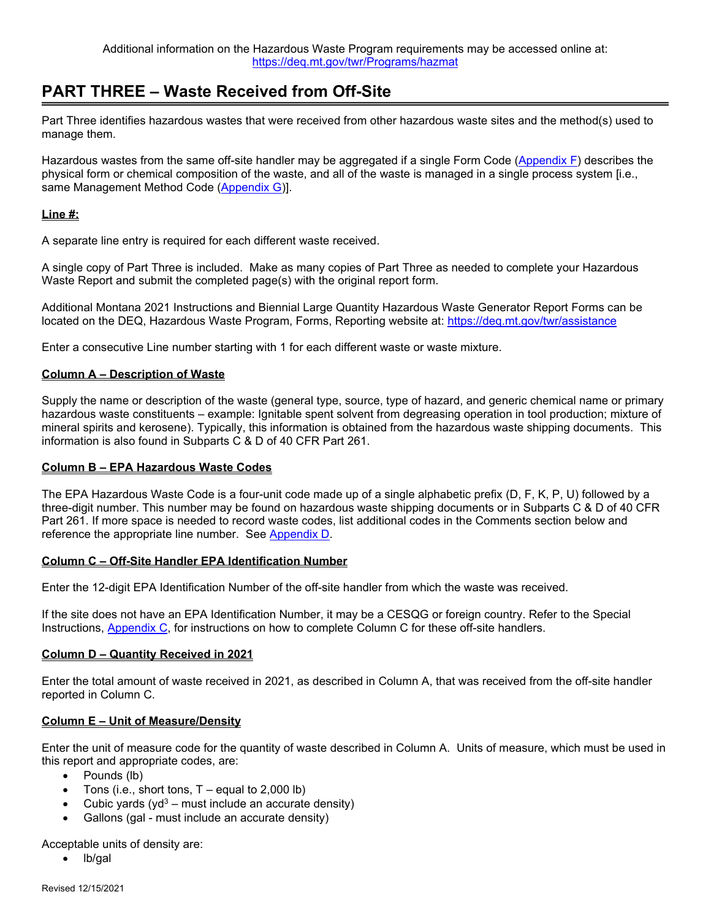Additional information on the Hazardous Waste Program requirements may be accessed online at: https://deq.mt.gov/twr/Programs/hazmat

## PART THREE – Waste Received from Off-Site

Part Three identifies hazardous wastes that were received from other hazardous waste sites and the method(s) used to manage them.

Hazardous wastes from the same off-site handler may be aggregated if a single Form Code (Appendix F) describes the physical form or chemical composition of the waste, and all of the waste is managed in a single process system [i.e., same Management Method Code (Appendix G)].

**Line #:**

A separate line entry is required for each different waste received.

A single copy of Part Three is included. Make as many copies of Part Three as needed to complete your Hazardous Waste Report and submit the completed page(s) with the original report form.

Additional Montana 2021 Instructions and Biennial Large Quantity Hazardous Waste Generator Report Forms can be located on the DEQ, Hazardous Waste Program, Forms, Reporting website at: https://deq.mt.gov/twr/assistance

Enter a consecutive Line number starting with 1 for each different waste or waste mixture.

**Column A – Description of Waste**

Supply the name or description of the waste (general type, source, type of hazard, and generic chemical name or primary hazardous waste constituents – example: Ignitable spent solvent from degreasing operation in tool production; mixture of mineral spirits and kerosene). Typically, this information is obtained from the hazardous waste shipping documents. This information is also found in Subparts C & D of 40 CFR Part 261.

**Column B – EPA Hazardous Waste Codes**

The EPA Hazardous Waste Code is a four-unit code made up of a single alphabetic prefix (D, F, K, P, U) followed by a three-digit number. This number may be found on hazardous waste shipping documents or in Subparts C & D of 40 CFR Part 261. If more space is needed to record waste codes, list additional codes in the Comments section below and reference the appropriate line number. See Appendix D.

**Column C – Off-Site Handler EPA Identification Number**

Enter the 12-digit EPA Identification Number of the off-site handler from which the waste was received.

If the site does not have an EPA Identification Number, it may be a CESQG or foreign country. Refer to the Special Instructions, Appendix C, for instructions on how to complete Column C for these off-site handlers.

**Column D – Quantity Received in 2021**

Enter the total amount of waste received in 2021, as described in Column A, that was received from the off-site handler reported in Column C.

**Column E – Unit of Measure/Density**

Enter the unit of measure code for the quantity of waste described in Column A. Units of measure, which must be used in this report and appropriate codes, are:

- Pounds (lb)
- Tons (i.e., short tons, T – equal to 2,000 lb)
- Cubic yards ($yd^3$ – must include an accurate density)
- Gallons (gal - must include an accurate density)

Acceptable units of density are:

- lb/gal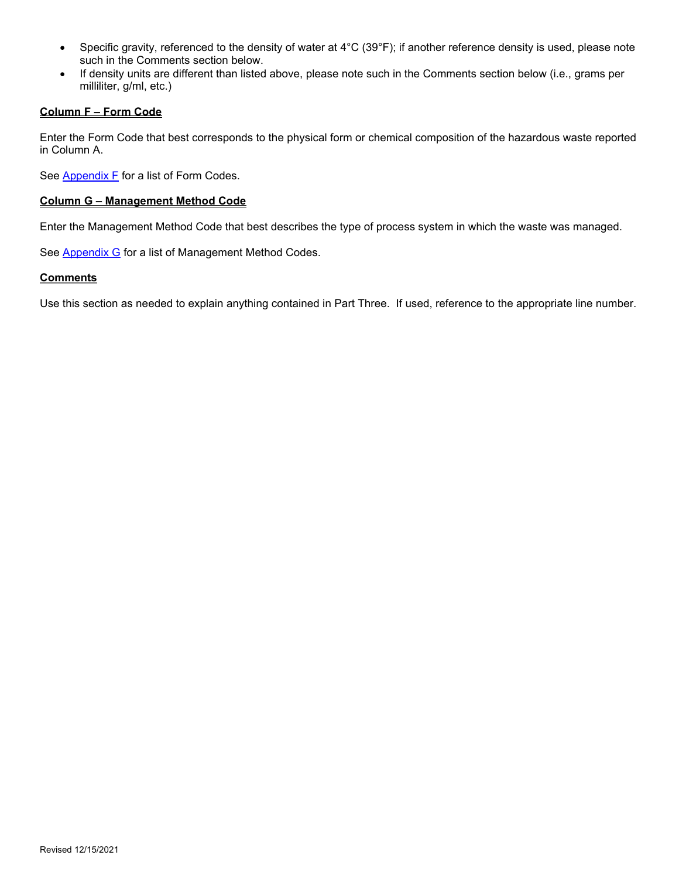- Specific gravity, referenced to the density of water at 4°C (39°F); if another reference density is used, please note such in the Comments section below.
- If density units are different than listed above, please note such in the Comments section below (i.e., grams per milliliter, g/ml, etc.)

**Column F – Form Code**

Enter the Form Code that best corresponds to the physical form or chemical composition of the hazardous waste reported in Column A.

See Appendix F for a list of Form Codes.

**Column G – Management Method Code**

Enter the Management Method Code that best describes the type of process system in which the waste was managed.

See Appendix G for a list of Management Method Codes.

**Comments**

Use this section as needed to explain anything contained in Part Three. If used, reference to the appropriate line number.

Revised 12/15/2021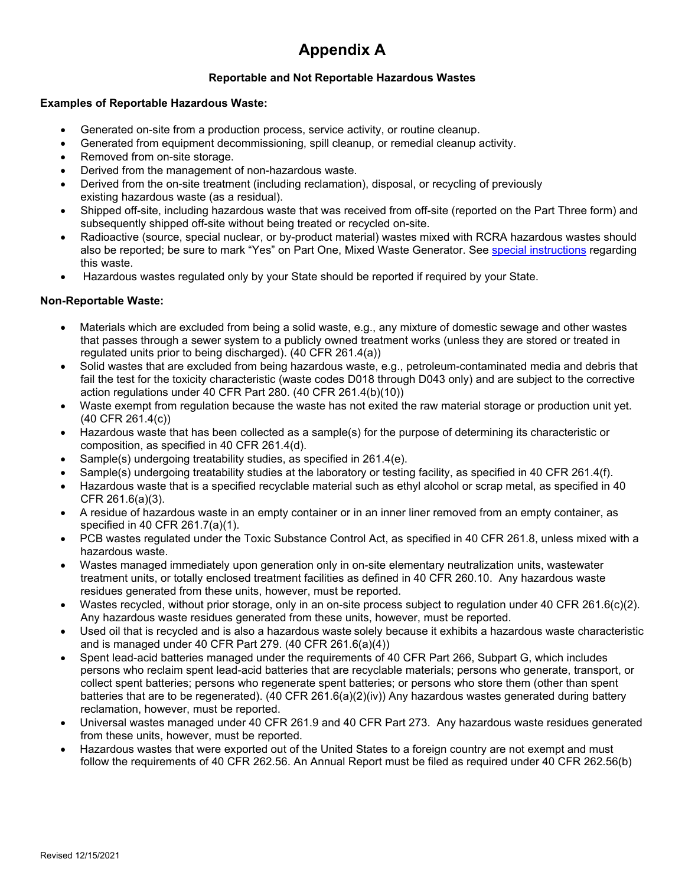# Appendix A

### Reportable and Not Reportable Hazardous Wastes

**Examples of Reportable Hazardous Waste:**

- Generated on-site from a production process, service activity, or routine cleanup.
- Generated from equipment decommissioning, spill cleanup, or remedial cleanup activity.
- Removed from on-site storage.
- Derived from the management of non-hazardous waste.
- Derived from the on-site treatment (including reclamation), disposal, or recycling of previously existing hazardous waste (as a residual).
- Shipped off-site, including hazardous waste that was received from off-site (reported on the Part Three form) and subsequently shipped off-site without being treated or recycled on-site.
- Radioactive (source, special nuclear, or by-product material) wastes mixed with RCRA hazardous wastes should also be reported; be sure to mark "Yes" on Part One, Mixed Waste Generator. See special instructions regarding this waste.
- Hazardous wastes regulated only by your State should be reported if required by your State.

**Non-Reportable Waste:**

- Materials which are excluded from being a solid waste, e.g., any mixture of domestic sewage and other wastes that passes through a sewer system to a publicly owned treatment works (unless they are stored or treated in regulated units prior to being discharged). (40 CFR 261.4(a))
- Solid wastes that are excluded from being hazardous waste, e.g., petroleum-contaminated media and debris that fail the test for the toxicity characteristic (waste codes D018 through D043 only) and are subject to the corrective action regulations under 40 CFR Part 280. (40 CFR 261.4(b)(10))
- Waste exempt from regulation because the waste has not exited the raw material storage or production unit yet. (40 CFR 261.4(c))
- Hazardous waste that has been collected as a sample(s) for the purpose of determining its characteristic or composition, as specified in 40 CFR 261.4(d).
- Sample(s) undergoing treatability studies, as specified in 261.4(e).
- Sample(s) undergoing treatability studies at the laboratory or testing facility, as specified in 40 CFR 261.4(f).
- Hazardous waste that is a specified recyclable material such as ethyl alcohol or scrap metal, as specified in 40 CFR 261.6(a)(3).
- A residue of hazardous waste in an empty container or in an inner liner removed from an empty container, as specified in 40 CFR 261.7(a)(1).
- PCB wastes regulated under the Toxic Substance Control Act, as specified in 40 CFR 261.8, unless mixed with a hazardous waste.
- Wastes managed immediately upon generation only in on-site elementary neutralization units, wastewater treatment units, or totally enclosed treatment facilities as defined in 40 CFR 260.10. Any hazardous waste residues generated from these units, however, must be reported.
- Wastes recycled, without prior storage, only in an on-site process subject to regulation under 40 CFR 261.6(c)(2). Any hazardous waste residues generated from these units, however, must be reported.
- Used oil that is recycled and is also a hazardous waste solely because it exhibits a hazardous waste characteristic and is managed under 40 CFR Part 279. (40 CFR 261.6(a)(4))
- Spent lead-acid batteries managed under the requirements of 40 CFR Part 266, Subpart G, which includes persons who reclaim spent lead-acid batteries that are recyclable materials; persons who generate, transport, or collect spent batteries; persons who regenerate spent batteries; or persons who store them (other than spent batteries that are to be regenerated). (40 CFR 261.6(a)(2)(iv)) Any hazardous wastes generated during battery reclamation, however, must be reported.
- Universal wastes managed under 40 CFR 261.9 and 40 CFR Part 273. Any hazardous waste residues generated from these units, however, must be reported.
- Hazardous wastes that were exported out of the United States to a foreign country are not exempt and must follow the requirements of 40 CFR 262.56. An Annual Report must be filed as required under 40 CFR 262.56(b)

Revised 12/15/2021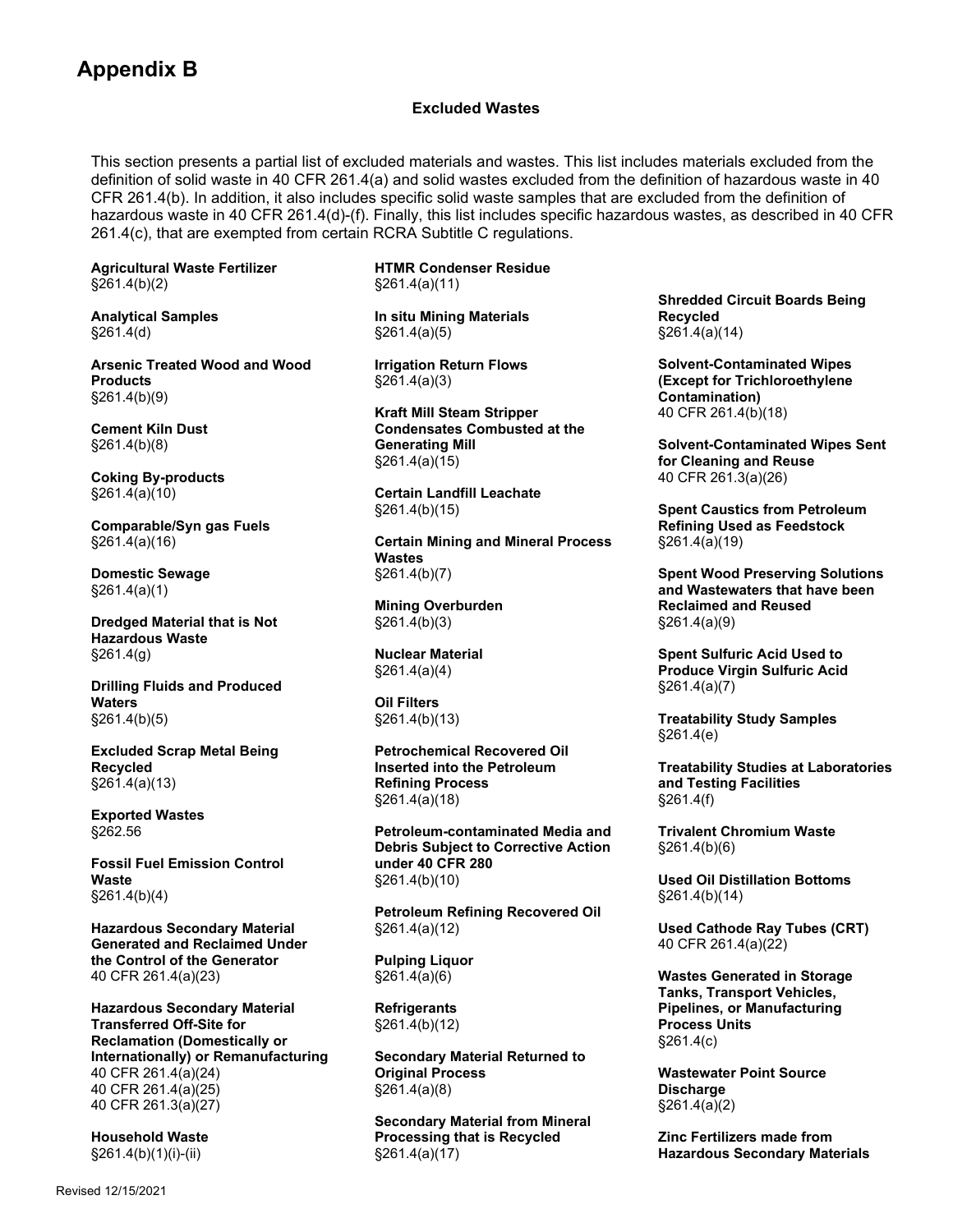# Appendix B

## Excluded Wastes

This section presents a partial list of excluded materials and wastes. This list includes materials excluded from the definition of solid waste in 40 CFR 261.4(a) and solid wastes excluded from the definition of hazardous waste in 40 CFR 261.4(b). In addition, it also includes specific solid waste samples that are excluded from the definition of hazardous waste in 40 CFR 261.4(d)-(f). Finally, this list includes specific hazardous wastes, as described in 40 CFR 261.4(c), that are exempted from certain RCRA Subtitle C regulations.

**Agricultural Waste Fertilizer**
§261.4(b)(2)

**Analytical Samples**
§261.4(d)

**Arsenic Treated Wood and Wood Products**
§261.4(b)(9)

**Cement Kiln Dust**
§261.4(b)(8)

**Coking By-products**
§261.4(a)(10)

**Comparable/Syn gas Fuels**
§261.4(a)(16)

**Domestic Sewage**
§261.4(a)(1)

**Dredged Material that is Not Hazardous Waste**
§261.4(g)

**Drilling Fluids and Produced Waters**
§261.4(b)(5)

**Excluded Scrap Metal Being Recycled**
§261.4(a)(13)

**Exported Wastes**
§262.56

**Fossil Fuel Emission Control Waste**
§261.4(b)(4)

**Hazardous Secondary Material Generated and Reclaimed Under the Control of the Generator**
40 CFR 261.4(a)(23)

**Hazardous Secondary Material Transferred Off-Site for Reclamation (Domestically or Internationally) or Remanufacturing**
40 CFR 261.4(a)(24)
40 CFR 261.4(a)(25)
40 CFR 261.3(a)(27)

**Household Waste**
§261.4(b)(1)(i)-(ii)

**HTMR Condenser Residue**
§261.4(a)(11)

**In situ Mining Materials**
§261.4(a)(5)

**Irrigation Return Flows**
§261.4(a)(3)

**Kraft Mill Steam Stripper Condensates Combusted at the Generating Mill**
§261.4(a)(15)

**Certain Landfill Leachate**
§261.4(b)(15)

**Certain Mining and Mineral Process Wastes**
§261.4(b)(7)

**Mining Overburden**
§261.4(b)(3)

**Nuclear Material**
§261.4(a)(4)

**Oil Filters**
§261.4(b)(13)

**Petrochemical Recovered Oil Inserted into the Petroleum Refining Process**
§261.4(a)(18)

**Petroleum-contaminated Media and Debris Subject to Corrective Action under 40 CFR 280**
§261.4(b)(10)

**Petroleum Refining Recovered Oil**
§261.4(a)(12)

**Pulping Liquor**
§261.4(a)(6)

**Refrigerants**
§261.4(b)(12)

**Secondary Material Returned to Original Process**
§261.4(a)(8)

**Secondary Material from Mineral Processing that is Recycled**
§261.4(a)(17)

**Shredded Circuit Boards Being Recycled**
§261.4(a)(14)

**Solvent-Contaminated Wipes (Except for Trichloroethylene Contamination)**
40 CFR 261.4(b)(18)

**Solvent-Contaminated Wipes Sent for Cleaning and Reuse**
40 CFR 261.3(a)(26)

**Spent Caustics from Petroleum Refining Used as Feedstock**
§261.4(a)(19)

**Spent Wood Preserving Solutions and Wastewaters that have been Reclaimed and Reused**
§261.4(a)(9)

**Spent Sulfuric Acid Used to Produce Virgin Sulfuric Acid**
§261.4(a)(7)

**Treatability Study Samples**
§261.4(e)

**Treatability Studies at Laboratories and Testing Facilities**
§261.4(f)

**Trivalent Chromium Waste**
§261.4(b)(6)

**Used Oil Distillation Bottoms**
§261.4(b)(14)

**Used Cathode Ray Tubes (CRT)**
40 CFR 261.4(a)(22)

**Wastes Generated in Storage Tanks, Transport Vehicles, Pipelines, or Manufacturing Process Units**
§261.4(c)

**Wastewater Point Source Discharge**
§261.4(a)(2)

**Zinc Fertilizers made from Hazardous Secondary Materials**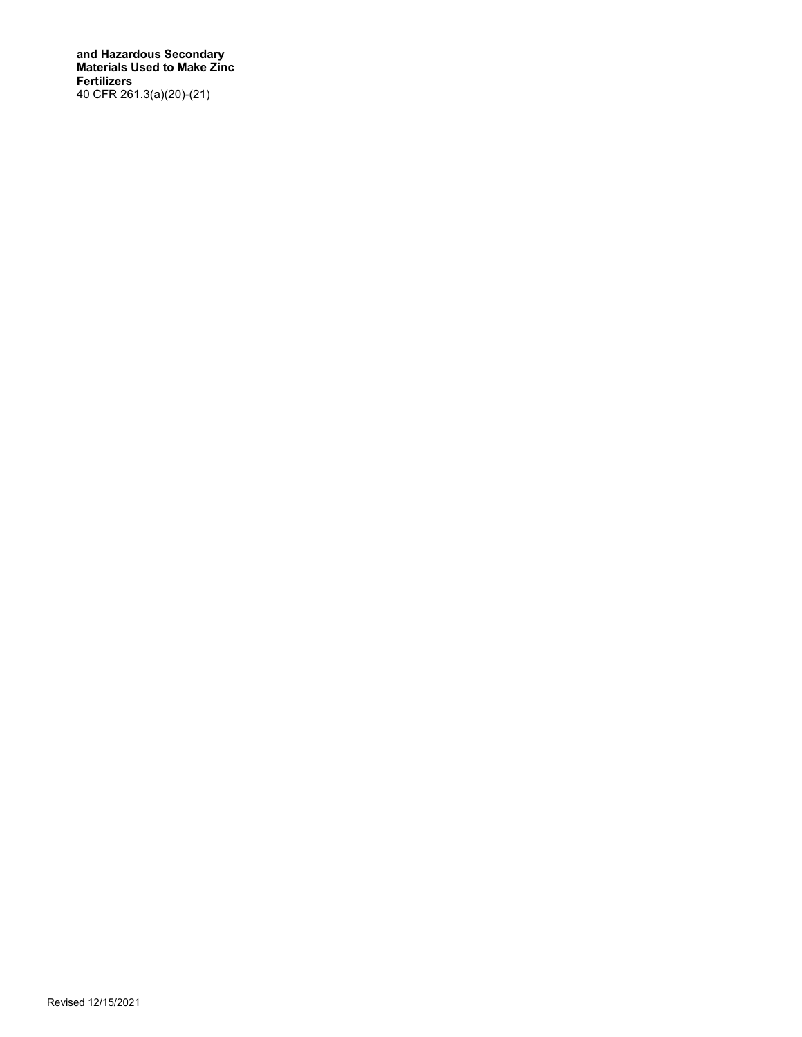**and Hazardous Secondary Materials Used to Make Zinc Fertilizers**
40 CFR 261.3(a)(20)-(21)

Revised 12/15/2021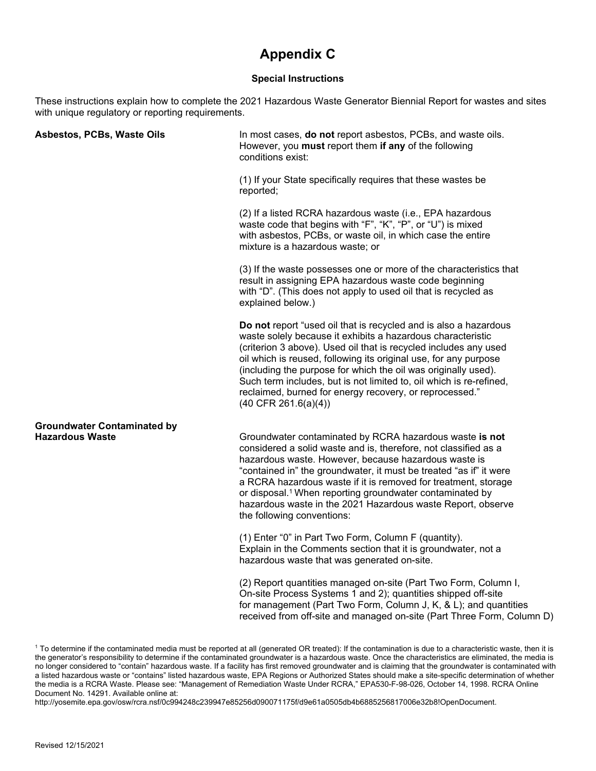# Appendix C

**Special Instructions**

These instructions explain how to complete the 2021 Hazardous Waste Generator Biennial Report for wastes and sites with unique regulatory or reporting requirements.

**Asbestos, PCBs, Waste Oils**

In most cases, **do not** report asbestos, PCBs, and waste oils. However, you **must** report them **if any** of the following conditions exist:

(1) If your State specifically requires that these wastes be reported;

(2) If a listed RCRA hazardous waste (i.e., EPA hazardous waste code that begins with "F", "K", "P", or "U") is mixed with asbestos, PCBs, or waste oil, in which case the entire mixture is a hazardous waste; or

(3) If the waste possesses one or more of the characteristics that result in assigning EPA hazardous waste code beginning with "D". (This does not apply to used oil that is recycled as explained below.)

**Do not** report "used oil that is recycled and is also a hazardous waste solely because it exhibits a hazardous characteristic (criterion 3 above). Used oil that is recycled includes any used oil which is reused, following its original use, for any purpose (including the purpose for which the oil was originally used). Such term includes, but is not limited to, oil which is re-refined, reclaimed, burned for energy recovery, or reprocessed." (40 CFR 261.6(a)(4))

**Groundwater Contaminated by Hazardous Waste**

Groundwater contaminated by RCRA hazardous waste **is not** considered a solid waste and is, therefore, not classified as a hazardous waste. However, because hazardous waste is "contained in" the groundwater, it must be treated "as if" it were a RCRA hazardous waste if it is removed for treatment, storage or disposal.[1] When reporting groundwater contaminated by hazardous waste in the 2021 Hazardous waste Report, observe the following conventions:

(1) Enter "0" in Part Two Form, Column F (quantity). Explain in the Comments section that it is groundwater, not a hazardous waste that was generated on-site.

(2) Report quantities managed on-site (Part Two Form, Column I, On-site Process Systems 1 and 2); quantities shipped off-site for management (Part Two Form, Column J, K, & L); and quantities received from off-site and managed on-site (Part Three Form, Column D)

[1] To determine if the contaminated media must be reported at all (generated OR treated): If the contamination is due to a characteristic waste, then it is the generator's responsibility to determine if the contaminated groundwater is a hazardous waste. Once the characteristics are eliminated, the media is no longer considered to "contain" hazardous waste. If a facility has first removed groundwater and is claiming that the groundwater is contaminated with a listed hazardous waste or "contains" listed hazardous waste, EPA Regions or Authorized States should make a site-specific determination of whether the media is a RCRA Waste. Please see: "Management of Remediation Waste Under RCRA," EPA530-F-98-026, October 14, 1998. RCRA Online Document No. 14291. Available online at: http://yosemite.epa.gov/osw/rcra.nsf/0c994248c239947e85256d090071175f/d9e61a0505db4b6885256817006e32b8!OpenDocument.

Revised 12/15/2021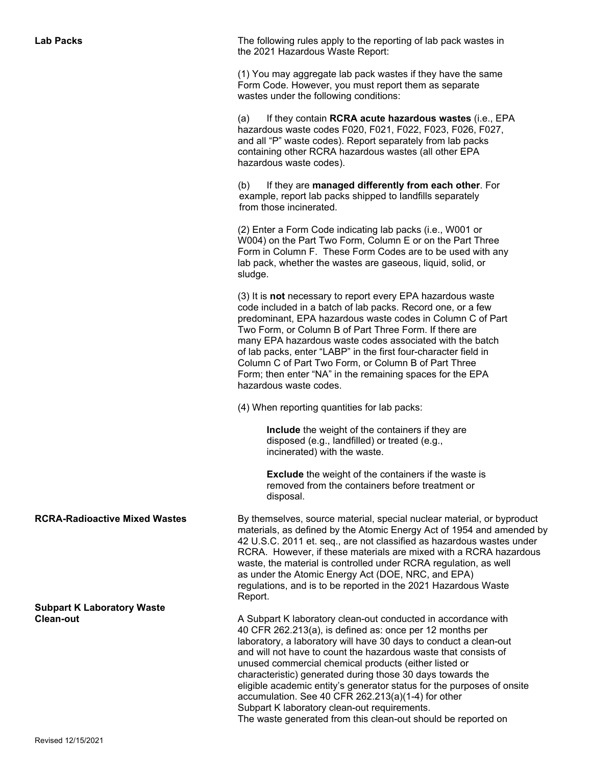**Lab Packs**

The following rules apply to the reporting of lab pack wastes in the 2021 Hazardous Waste Report:

(1) You may aggregate lab pack wastes if they have the same Form Code. However, you must report them as separate wastes under the following conditions:

(a) If they contain **RCRA acute hazardous wastes** (i.e., EPA hazardous waste codes F020, F021, F022, F023, F026, F027, and all "P" waste codes). Report separately from lab packs containing other RCRA hazardous wastes (all other EPA hazardous waste codes).

(b) If they are **managed differently from each other**. For example, report lab packs shipped to landfills separately from those incinerated.

(2) Enter a Form Code indicating lab packs (i.e., W001 or W004) on the Part Two Form, Column E or on the Part Three Form in Column F. These Form Codes are to be used with any lab pack, whether the wastes are gaseous, liquid, solid, or sludge.

(3) It is **not** necessary to report every EPA hazardous waste code included in a batch of lab packs. Record one, or a few predominant, EPA hazardous waste codes in Column C of Part Two Form, or Column B of Part Three Form. If there are many EPA hazardous waste codes associated with the batch of lab packs, enter "LABP" in the first four-character field in Column C of Part Two Form, or Column B of Part Three Form; then enter "NA" in the remaining spaces for the EPA hazardous waste codes.

(4) When reporting quantities for lab packs:

> **Include** the weight of the containers if they are disposed (e.g., landfilled) or treated (e.g., incinerated) with the waste.
>
> **Exclude** the weight of the containers if the waste is removed from the containers before treatment or disposal.

**RCRA-Radioactive Mixed Wastes**

By themselves, source material, special nuclear material, or byproduct materials, as defined by the Atomic Energy Act of 1954 and amended by 42 U.S.C. 2011 et. seq., are not classified as hazardous wastes under RCRA. However, if these materials are mixed with a RCRA hazardous waste, the material is controlled under RCRA regulation, as well as under the Atomic Energy Act (DOE, NRC, and EPA) regulations, and is to be reported in the 2021 Hazardous Waste Report.

**Subpart K Laboratory Waste Clean-out**

A Subpart K laboratory clean-out conducted in accordance with 40 CFR 262.213(a), is defined as: once per 12 months per laboratory, a laboratory will have 30 days to conduct a clean-out and will not have to count the hazardous waste that consists of unused commercial chemical products (either listed or characteristic) generated during those 30 days towards the eligible academic entity's generator status for the purposes of onsite accumulation. See 40 CFR 262.213(a)(1-4) for other Subpart K laboratory clean-out requirements.
The waste generated from this clean-out should be reported on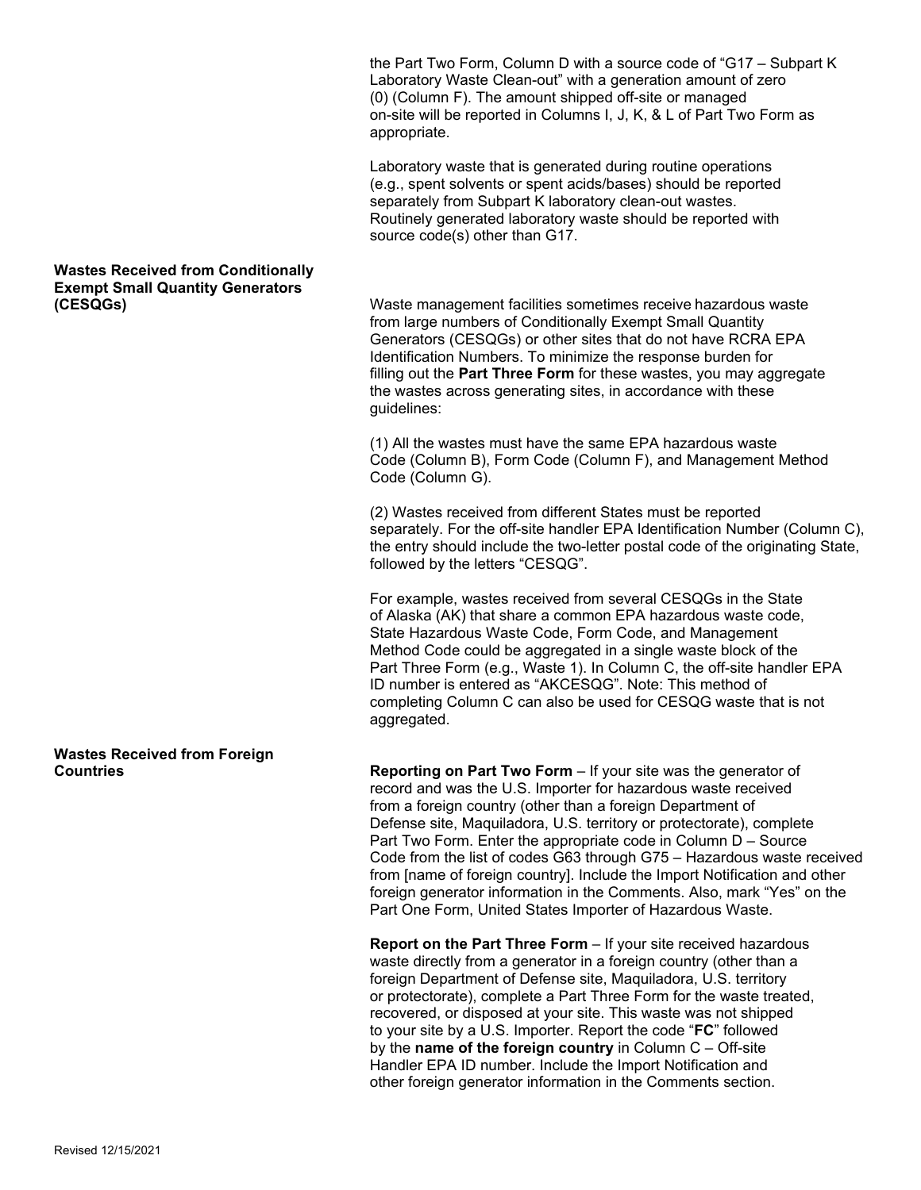the Part Two Form, Column D with a source code of "G17 – Subpart K Laboratory Waste Clean-out" with a generation amount of zero (0) (Column F). The amount shipped off-site or managed on-site will be reported in Columns I, J, K, & L of Part Two Form as appropriate.

Laboratory waste that is generated during routine operations (e.g., spent solvents or spent acids/bases) should be reported separately from Subpart K laboratory clean-out wastes. Routinely generated laboratory waste should be reported with source code(s) other than G17.

**Wastes Received from Conditionally Exempt Small Quantity Generators (CESQGs)**

Waste management facilities sometimes receive hazardous waste from large numbers of Conditionally Exempt Small Quantity Generators (CESQGs) or other sites that do not have RCRA EPA Identification Numbers. To minimize the response burden for filling out the **Part Three Form** for these wastes, you may aggregate the wastes across generating sites, in accordance with these guidelines:

(1) All the wastes must have the same EPA hazardous waste Code (Column B), Form Code (Column F), and Management Method Code (Column G).

(2) Wastes received from different States must be reported separately. For the off-site handler EPA Identification Number (Column C), the entry should include the two-letter postal code of the originating State, followed by the letters "CESQG".

For example, wastes received from several CESQGs in the State of Alaska (AK) that share a common EPA hazardous waste code, State Hazardous Waste Code, Form Code, and Management Method Code could be aggregated in a single waste block of the Part Three Form (e.g., Waste 1). In Column C, the off-site handler EPA ID number is entered as "AKCESQG". Note: This method of completing Column C can also be used for CESQG waste that is not aggregated.

**Wastes Received from Foreign Countries**

**Reporting on Part Two Form** – If your site was the generator of record and was the U.S. Importer for hazardous waste received from a foreign country (other than a foreign Department of Defense site, Maquiladora, U.S. territory or protectorate), complete Part Two Form. Enter the appropriate code in Column D – Source Code from the list of codes G63 through G75 – Hazardous waste received from [name of foreign country]. Include the Import Notification and other foreign generator information in the Comments. Also, mark "Yes" on the Part One Form, United States Importer of Hazardous Waste.

**Report on the Part Three Form** – If your site received hazardous waste directly from a generator in a foreign country (other than a foreign Department of Defense site, Maquiladora, U.S. territory or protectorate), complete a Part Three Form for the waste treated, recovered, or disposed at your site. This waste was not shipped to your site by a U.S. Importer. Report the code "**FC**" followed by the **name of the foreign country** in Column C – Off-site Handler EPA ID number. Include the Import Notification and other foreign generator information in the Comments section.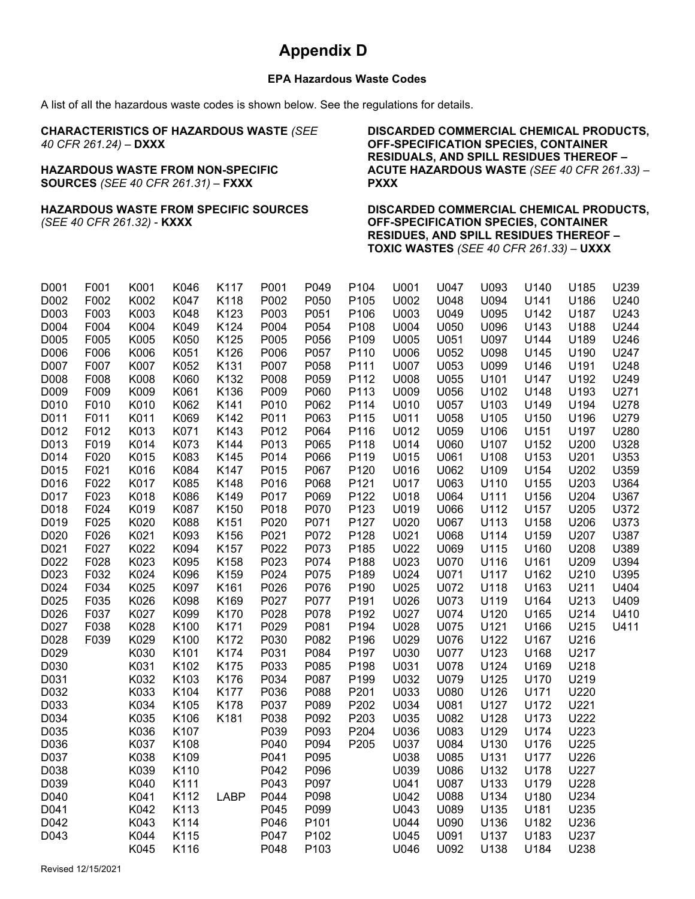# Appendix D

**EPA Hazardous Waste Codes**

A list of all the hazardous waste codes is shown below. See the regulations for details.

**CHARACTERISTICS OF HAZARDOUS WASTE** *(SEE 40 CFR 261.24)* – **DXXX**

**HAZARDOUS WASTE FROM NON-SPECIFIC SOURCES** *(SEE 40 CFR 261.31)* – **FXXX**

**HAZARDOUS WASTE FROM SPECIFIC SOURCES** *(SEE 40 CFR 261.32)* - **KXXX**

**DISCARDED COMMERCIAL CHEMICAL PRODUCTS, OFF-SPECIFICATION SPECIES, CONTAINER RESIDUALS, AND SPILL RESIDUES THEREOF – ACUTE HAZARDOUS WASTE** *(SEE 40 CFR 261.33)* – **PXXX**

**DISCARDED COMMERCIAL CHEMICAL PRODUCTS, OFF-SPECIFICATION SPECIES, CONTAINER RESIDUES, AND SPILL RESIDUES THEREOF – TOXIC WASTES** *(SEE 40 CFR 261.33)* – **UXXX**

| | | | | | | | | | | | | | |
|---|---|---|---|---|---|---|---|---|---|---|---|---|---|
| D001 | F001 | K001 | K046 | K117 | P001 | P049 | P104 | U001 | U047 | U093 | U140 | U185 | U239 |
| D002 | F002 | K002 | K047 | K118 | P002 | P050 | P105 | U002 | U048 | U094 | U141 | U186 | U240 |
| D003 | F003 | K003 | K048 | K123 | P003 | P051 | P106 | U003 | U049 | U095 | U142 | U187 | U243 |
| D004 | F004 | K004 | K049 | K124 | P004 | P054 | P108 | U004 | U050 | U096 | U143 | U188 | U244 |
| D005 | F005 | K005 | K050 | K125 | P005 | P056 | P109 | U005 | U051 | U097 | U144 | U189 | U246 |
| D006 | F006 | K006 | K051 | K126 | P006 | P057 | P110 | U006 | U052 | U098 | U145 | U190 | U247 |
| D007 | F007 | K007 | K052 | K131 | P007 | P058 | P111 | U007 | U053 | U099 | U146 | U191 | U248 |
| D008 | F008 | K008 | K060 | K132 | P008 | P059 | P112 | U008 | U055 | U101 | U147 | U192 | U249 |
| D009 | F009 | K009 | K061 | K136 | P009 | P060 | P113 | U009 | U056 | U102 | U148 | U193 | U271 |
| D010 | F010 | K010 | K062 | K141 | P010 | P062 | P114 | U010 | U057 | U103 | U149 | U194 | U278 |
| D011 | F011 | K011 | K069 | K142 | P011 | P063 | P115 | U011 | U058 | U105 | U150 | U196 | U279 |
| D012 | F012 | K013 | K071 | K143 | P012 | P064 | P116 | U012 | U059 | U106 | U151 | U197 | U280 |
| D013 | F019 | K014 | K073 | K144 | P013 | P065 | P118 | U014 | U060 | U107 | U152 | U200 | U328 |
| D014 | F020 | K015 | K083 | K145 | P014 | P066 | P119 | U015 | U061 | U108 | U153 | U201 | U353 |
| D015 | F021 | K016 | K084 | K147 | P015 | P067 | P120 | U016 | U062 | U109 | U154 | U202 | U359 |
| D016 | F022 | K017 | K085 | K148 | P016 | P068 | P121 | U017 | U063 | U110 | U155 | U203 | U364 |
| D017 | F023 | K018 | K086 | K149 | P017 | P069 | P122 | U018 | U064 | U111 | U156 | U204 | U367 |
| D018 | F024 | K019 | K087 | K150 | P018 | P070 | P123 | U019 | U066 | U112 | U157 | U205 | U372 |
| D019 | F025 | K020 | K088 | K151 | P020 | P071 | P127 | U020 | U067 | U113 | U158 | U206 | U373 |
| D020 | F026 | K021 | K093 | K156 | P021 | P072 | P128 | U021 | U068 | U114 | U159 | U207 | U387 |
| D021 | F027 | K022 | K094 | K157 | P022 | P073 | P185 | U022 | U069 | U115 | U160 | U208 | U389 |
| D022 | F028 | K023 | K095 | K158 | P023 | P074 | P188 | U023 | U070 | U116 | U161 | U209 | U394 |
| D023 | F032 | K024 | K096 | K159 | P024 | P075 | P189 | U024 | U071 | U117 | U162 | U210 | U395 |
| D024 | F034 | K025 | K097 | K161 | P026 | P076 | P190 | U025 | U072 | U118 | U163 | U211 | U404 |
| D025 | F035 | K026 | K098 | K169 | P027 | P077 | P191 | U026 | U073 | U119 | U164 | U213 | U409 |
| D026 | F037 | K027 | K099 | K170 | P028 | P078 | P192 | U027 | U074 | U120 | U165 | U214 | U410 |
| D027 | F038 | K028 | K100 | K171 | P029 | P081 | P194 | U028 | U075 | U121 | U166 | U215 | U411 |
| D028 | F039 | K029 | K100 | K172 | P030 | P082 | P196 | U029 | U076 | U122 | U167 | U216 | |
| D029 | | K030 | K101 | K174 | P031 | P084 | P197 | U030 | U077 | U123 | U168 | U217 | |
| D030 | | K031 | K102 | K175 | P033 | P085 | P198 | U031 | U078 | U124 | U169 | U218 | |
| D031 | | K032 | K103 | K176 | P034 | P087 | P199 | U032 | U079 | U125 | U170 | U219 | |
| D032 | | K033 | K104 | K177 | P036 | P088 | P201 | U033 | U080 | U126 | U171 | U220 | |
| D033 | | K034 | K105 | K178 | P037 | P089 | P202 | U034 | U081 | U127 | U172 | U221 | |
| D034 | | K035 | K106 | K181 | P038 | P092 | P203 | U035 | U082 | U128 | U173 | U222 | |
| D035 | | K036 | K107 | | P039 | P093 | P204 | U036 | U083 | U129 | U174 | U223 | |
| D036 | | K037 | K108 | | P040 | P094 | P205 | U037 | U084 | U130 | U176 | U225 | |
| D037 | | K038 | K109 | | P041 | P095 | | U038 | U085 | U131 | U177 | U226 | |
| D038 | | K039 | K110 | | P042 | P096 | | U039 | U086 | U132 | U178 | U227 | |
| D039 | | K040 | K111 | | P043 | P097 | | U041 | U087 | U133 | U179 | U228 | |
| D040 | | K041 | K112 | LABP | P044 | P098 | | U042 | U088 | U134 | U180 | U234 | |
| D041 | | K042 | K113 | | P045 | P099 | | U043 | U089 | U135 | U181 | U235 | |
| D042 | | K043 | K114 | | P046 | P101 | | U044 | U090 | U136 | U182 | U236 | |
| D043 | | K044 | K115 | | P047 | P102 | | U045 | U091 | U137 | U183 | U237 | |
| | | K045 | K116 | | P048 | P103 | | U046 | U092 | U138 | U184 | U238 | |

Revised 12/15/2021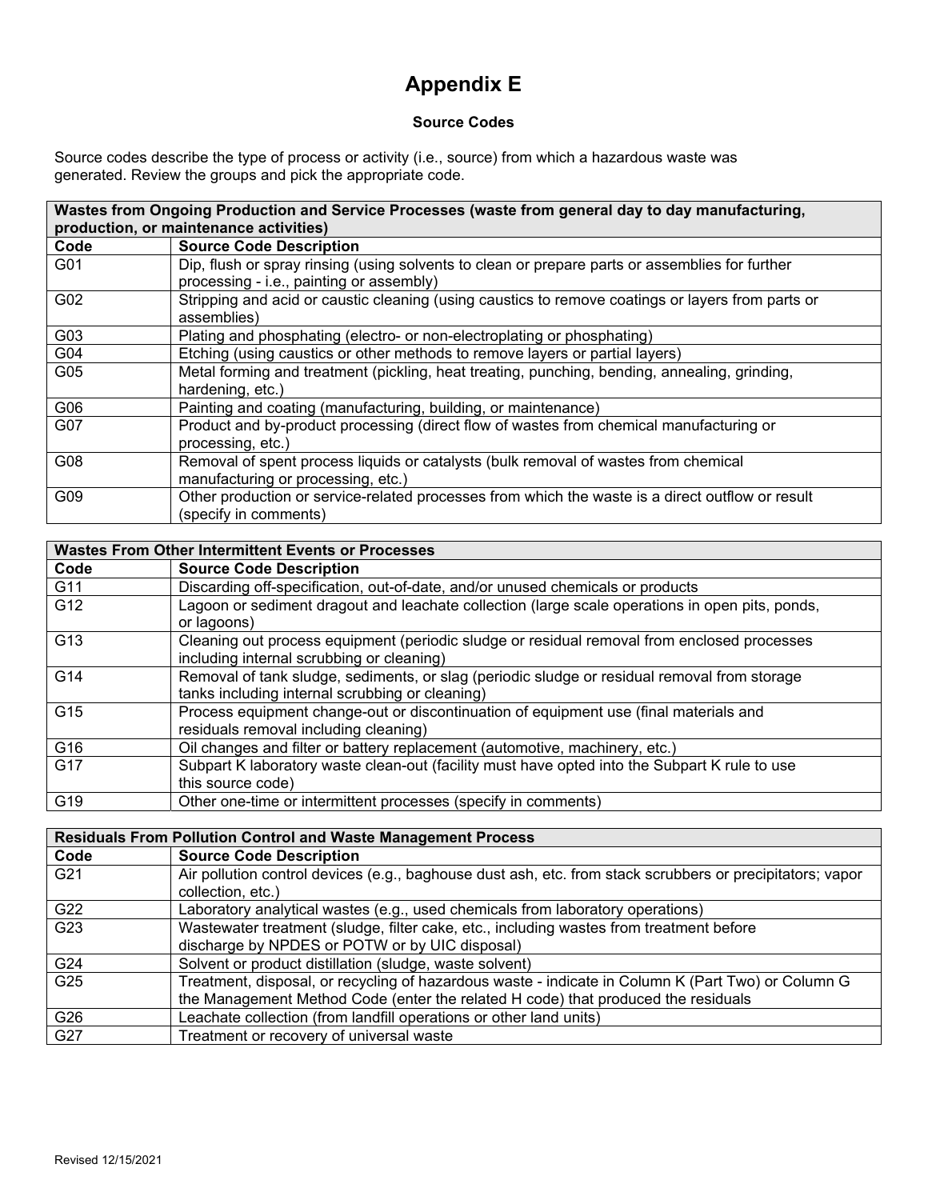# Appendix E

### Source Codes

Source codes describe the type of process or activity (i.e., source) from which a hazardous waste was generated. Review the groups and pick the appropriate code.

| Wastes from Ongoing Production and Service Processes (waste from general day to day manufacturing, production, or maintenance activities) | |
|---|---|
| **Code** | **Source Code Description** |
| G01 | Dip, flush or spray rinsing (using solvents to clean or prepare parts or assemblies for further processing - i.e., painting or assembly) |
| G02 | Stripping and acid or caustic cleaning (using caustics to remove coatings or layers from parts or assemblies) |
| G03 | Plating and phosphating (electro- or non-electroplating or phosphating) |
| G04 | Etching (using caustics or other methods to remove layers or partial layers) |
| G05 | Metal forming and treatment (pickling, heat treating, punching, bending, annealing, grinding, hardening, etc.) |
| G06 | Painting and coating (manufacturing, building, or maintenance) |
| G07 | Product and by-product processing (direct flow of wastes from chemical manufacturing or processing, etc.) |
| G08 | Removal of spent process liquids or catalysts (bulk removal of wastes from chemical manufacturing or processing, etc.) |
| G09 | Other production or service-related processes from which the waste is a direct outflow or result (specify in comments) |

| Wastes From Other Intermittent Events or Processes | |
|---|---|
| **Code** | **Source Code Description** |
| G11 | Discarding off-specification, out-of-date, and/or unused chemicals or products |
| G12 | Lagoon or sediment dragout and leachate collection (large scale operations in open pits, ponds, or lagoons) |
| G13 | Cleaning out process equipment (periodic sludge or residual removal from enclosed processes including internal scrubbing or cleaning) |
| G14 | Removal of tank sludge, sediments, or slag (periodic sludge or residual removal from storage tanks including internal scrubbing or cleaning) |
| G15 | Process equipment change-out or discontinuation of equipment use (final materials and residuals removal including cleaning) |
| G16 | Oil changes and filter or battery replacement (automotive, machinery, etc.) |
| G17 | Subpart K laboratory waste clean-out (facility must have opted into the Subpart K rule to use this source code) |
| G19 | Other one-time or intermittent processes (specify in comments) |

| Residuals From Pollution Control and Waste Management Process | |
|---|---|
| **Code** | **Source Code Description** |
| G21 | Air pollution control devices (e.g., baghouse dust ash, etc. from stack scrubbers or precipitators; vapor collection, etc.) |
| G22 | Laboratory analytical wastes (e.g., used chemicals from laboratory operations) |
| G23 | Wastewater treatment (sludge, filter cake, etc., including wastes from treatment before discharge by NPDES or POTW or by UIC disposal) |
| G24 | Solvent or product distillation (sludge, waste solvent) |
| G25 | Treatment, disposal, or recycling of hazardous waste - indicate in Column K (Part Two) or Column G the Management Method Code (enter the related H code) that produced the residuals |
| G26 | Leachate collection (from landfill operations or other land units) |
| G27 | Treatment or recovery of universal waste |

Revised 12/15/2021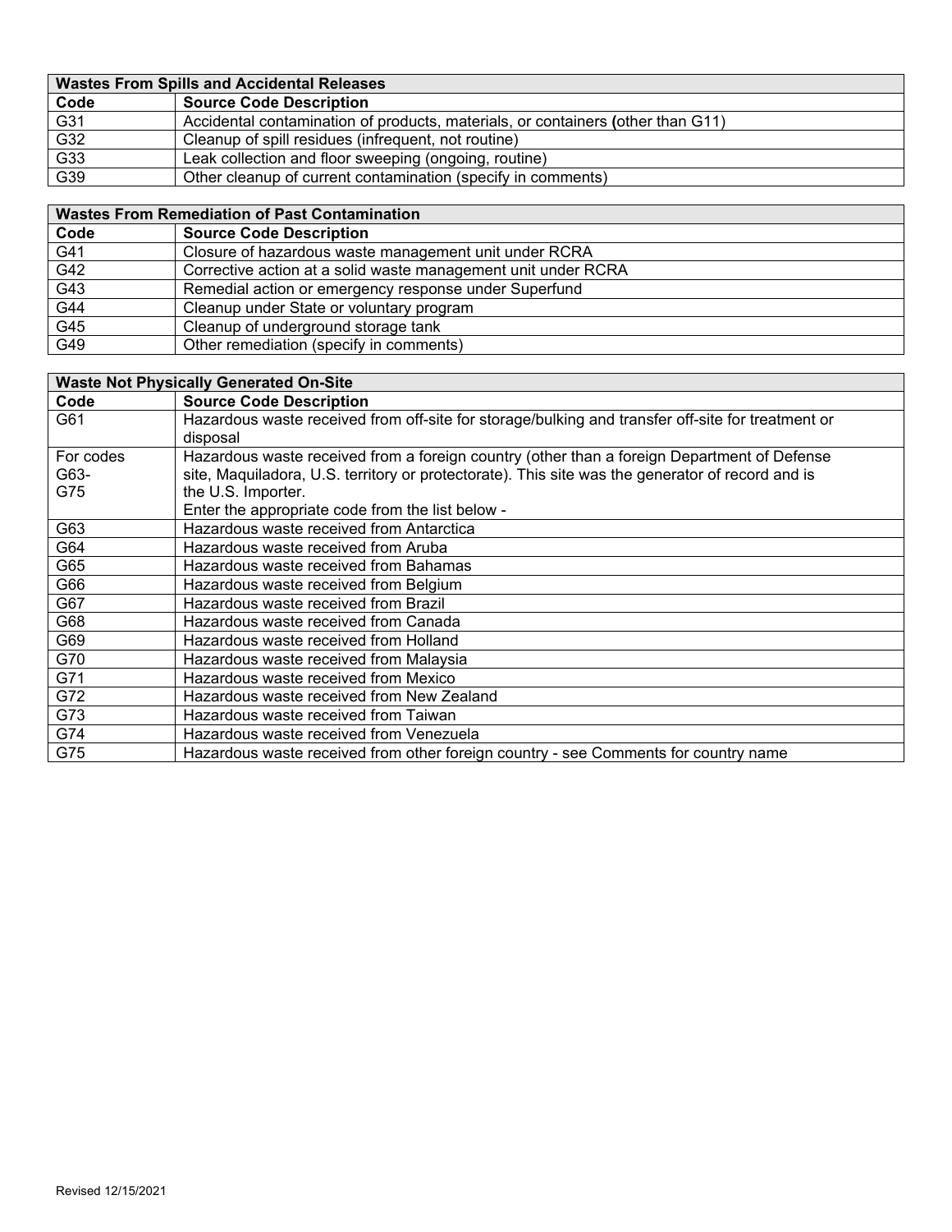| Wastes From Spills and Accidental Releases | |
|---|---|
| **Code** | **Source Code Description** |
| G31 | Accidental contamination of products, materials, or containers **(**other than G11) |
| G32 | Cleanup of spill residues (infrequent, not routine) |
| G33 | Leak collection and floor sweeping (ongoing, routine) |
| G39 | Other cleanup of current contamination (specify in comments) |

| Wastes From Remediation of Past Contamination | |
|---|---|
| **Code** | **Source Code Description** |
| G41 | Closure of hazardous waste management unit under RCRA |
| G42 | Corrective action at a solid waste management unit under RCRA |
| G43 | Remedial action or emergency response under Superfund |
| G44 | Cleanup under State or voluntary program |
| G45 | Cleanup of underground storage tank |
| G49 | Other remediation (specify in comments) |

| Waste Not Physically Generated On-Site | |
|---|---|
| **Code** | **Source Code Description** |
| G61 | Hazardous waste received from off-site for storage/bulking and transfer off-site for treatment or disposal |
| For codes G63-G75 | Hazardous waste received from a foreign country (other than a foreign Department of Defense site, Maquiladora, U.S. territory or protectorate). This site was the generator of record and is the U.S. Importer.<br>Enter the appropriate code from the list below - |
| G63 | Hazardous waste received from Antarctica |
| G64 | Hazardous waste received from Aruba |
| G65 | Hazardous waste received from Bahamas |
| G66 | Hazardous waste received from Belgium |
| G67 | Hazardous waste received from Brazil |
| G68 | Hazardous waste received from Canada |
| G69 | Hazardous waste received from Holland |
| G70 | Hazardous waste received from Malaysia |
| G71 | Hazardous waste received from Mexico |
| G72 | Hazardous waste received from New Zealand |
| G73 | Hazardous waste received from Taiwan |
| G74 | Hazardous waste received from Venezuela |
| G75 | Hazardous waste received from other foreign country - see Comments for country name |

Revised 12/15/2021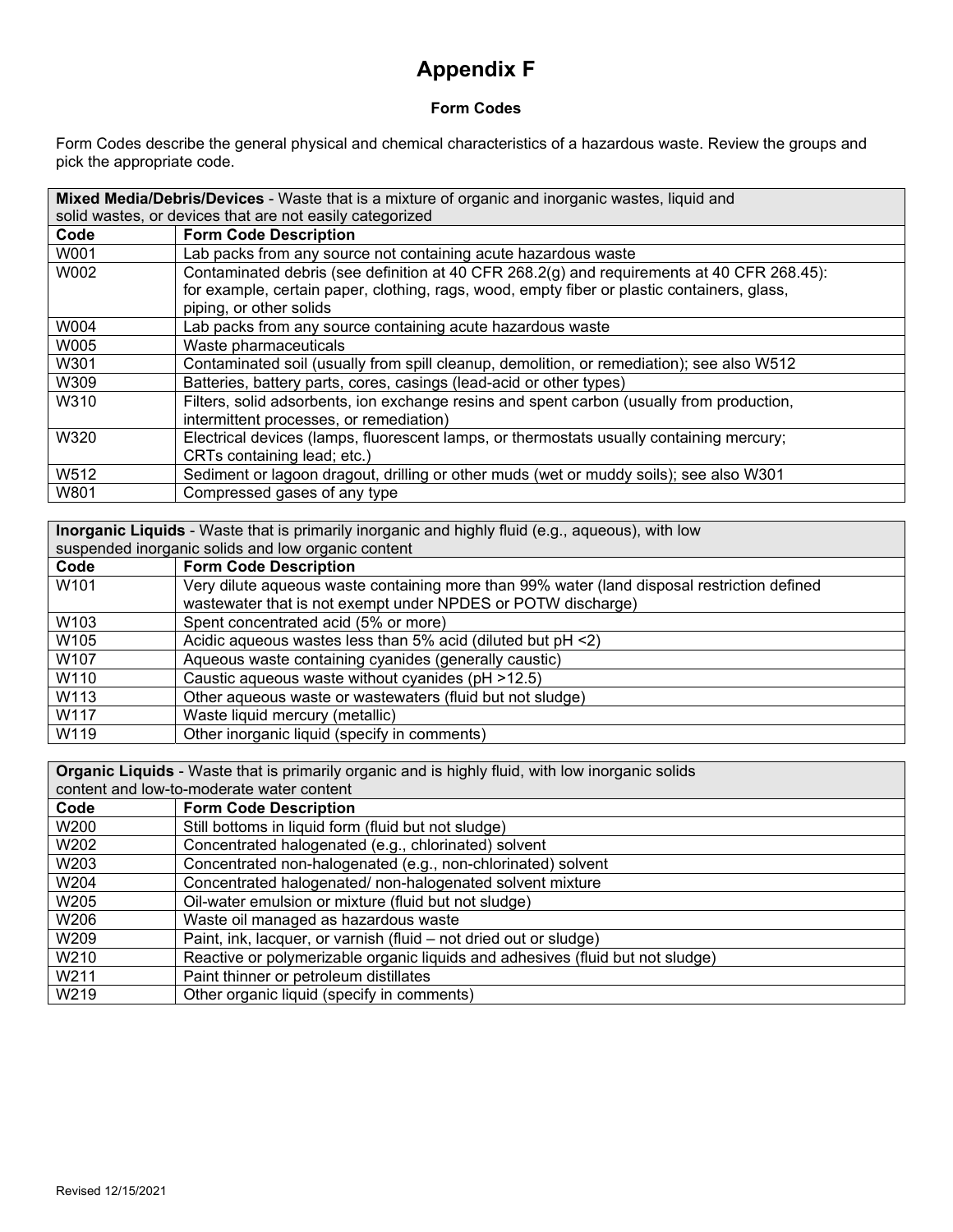# Appendix F

### Form Codes

Form Codes describe the general physical and chemical characteristics of a hazardous waste. Review the groups and pick the appropriate code.

| **Mixed Media/Debris/Devices** - Waste that is a mixture of organic and inorganic wastes, liquid and solid wastes, or devices that are not easily categorized | |
|---|---|
| **Code** | **Form Code Description** |
| W001 | Lab packs from any source not containing acute hazardous waste |
| W002 | Contaminated debris (see definition at 40 CFR 268.2(g) and requirements at 40 CFR 268.45): for example, certain paper, clothing, rags, wood, empty fiber or plastic containers, glass, piping, or other solids |
| W004 | Lab packs from any source containing acute hazardous waste |
| W005 | Waste pharmaceuticals |
| W301 | Contaminated soil (usually from spill cleanup, demolition, or remediation); see also W512 |
| W309 | Batteries, battery parts, cores, casings (lead-acid or other types) |
| W310 | Filters, solid adsorbents, ion exchange resins and spent carbon (usually from production, intermittent processes, or remediation) |
| W320 | Electrical devices (lamps, fluorescent lamps, or thermostats usually containing mercury; CRTs containing lead; etc.) |
| W512 | Sediment or lagoon dragout, drilling or other muds (wet or muddy soils); see also W301 |
| W801 | Compressed gases of any type |

| **Inorganic Liquids** - Waste that is primarily inorganic and highly fluid (e.g., aqueous), with low suspended inorganic solids and low organic content | |
|---|---|
| **Code** | **Form Code Description** |
| W101 | Very dilute aqueous waste containing more than 99% water (land disposal restriction defined wastewater that is not exempt under NPDES or POTW discharge) |
| W103 | Spent concentrated acid (5% or more) |
| W105 | Acidic aqueous wastes less than 5% acid (diluted but pH <2) |
| W107 | Aqueous waste containing cyanides (generally caustic) |
| W110 | Caustic aqueous waste without cyanides (pH >12.5) |
| W113 | Other aqueous waste or wastewaters (fluid but not sludge) |
| W117 | Waste liquid mercury (metallic) |
| W119 | Other inorganic liquid (specify in comments) |

| **Organic Liquids** - Waste that is primarily organic and is highly fluid, with low inorganic solids content and low-to-moderate water content | |
|---|---|
| **Code** | **Form Code Description** |
| W200 | Still bottoms in liquid form (fluid but not sludge) |
| W202 | Concentrated halogenated (e.g., chlorinated) solvent |
| W203 | Concentrated non-halogenated (e.g., non-chlorinated) solvent |
| W204 | Concentrated halogenated/ non-halogenated solvent mixture |
| W205 | Oil-water emulsion or mixture (fluid but not sludge) |
| W206 | Waste oil managed as hazardous waste |
| W209 | Paint, ink, lacquer, or varnish (fluid – not dried out or sludge) |
| W210 | Reactive or polymerizable organic liquids and adhesives (fluid but not sludge) |
| W211 | Paint thinner or petroleum distillates |
| W219 | Other organic liquid (specify in comments) |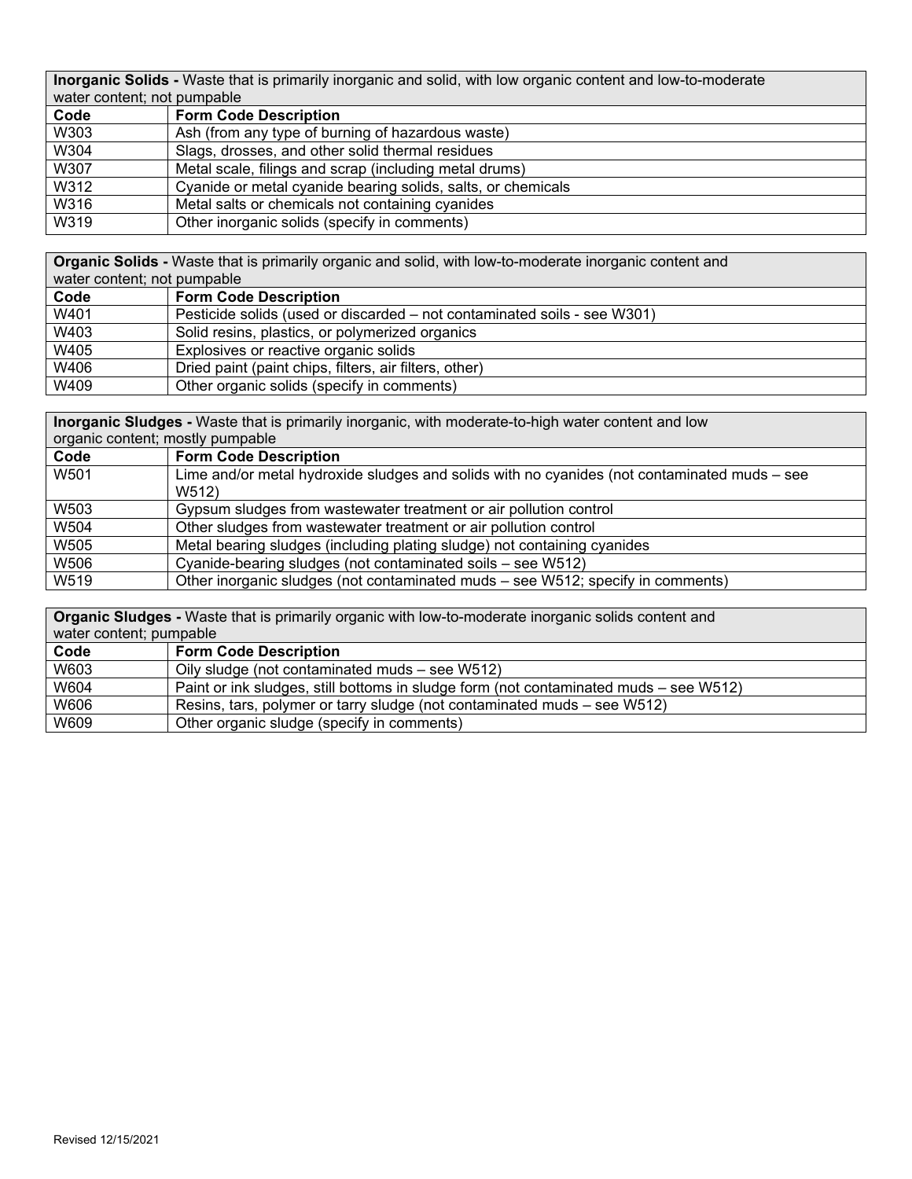| **Inorganic Solids -** Waste that is primarily inorganic and solid, with low organic content and low-to-moderate water content; not pumpable | |
|---|---|
| **Code** | **Form Code Description** |
| W303 | Ash (from any type of burning of hazardous waste) |
| W304 | Slags, drosses, and other solid thermal residues |
| W307 | Metal scale, filings and scrap (including metal drums) |
| W312 | Cyanide or metal cyanide bearing solids, salts, or chemicals |
| W316 | Metal salts or chemicals not containing cyanides |
| W319 | Other inorganic solids (specify in comments) |

| **Organic Solids -** Waste that is primarily organic and solid, with low-to-moderate inorganic content and water content; not pumpable | |
|---|---|
| **Code** | **Form Code Description** |
| W401 | Pesticide solids (used or discarded – not contaminated soils - see W301) |
| W403 | Solid resins, plastics, or polymerized organics |
| W405 | Explosives or reactive organic solids |
| W406 | Dried paint (paint chips, filters, air filters, other) |
| W409 | Other organic solids (specify in comments) |

| **Inorganic Sludges -** Waste that is primarily inorganic, with moderate-to-high water content and low organic content; mostly pumpable | |
|---|---|
| **Code** | **Form Code Description** |
| W501 | Lime and/or metal hydroxide sludges and solids with no cyanides (not contaminated muds – see W512) |
| W503 | Gypsum sludges from wastewater treatment or air pollution control |
| W504 | Other sludges from wastewater treatment or air pollution control |
| W505 | Metal bearing sludges (including plating sludge) not containing cyanides |
| W506 | Cyanide-bearing sludges (not contaminated soils – see W512) |
| W519 | Other inorganic sludges (not contaminated muds – see W512; specify in comments) |

| **Organic Sludges -** Waste that is primarily organic with low-to-moderate inorganic solids content and water content; pumpable | |
|---|---|
| **Code** | **Form Code Description** |
| W603 | Oily sludge (not contaminated muds – see W512) |
| W604 | Paint or ink sludges, still bottoms in sludge form (not contaminated muds – see W512) |
| W606 | Resins, tars, polymer or tarry sludge (not contaminated muds – see W512) |
| W609 | Other organic sludge (specify in comments) |

Revised 12/15/2021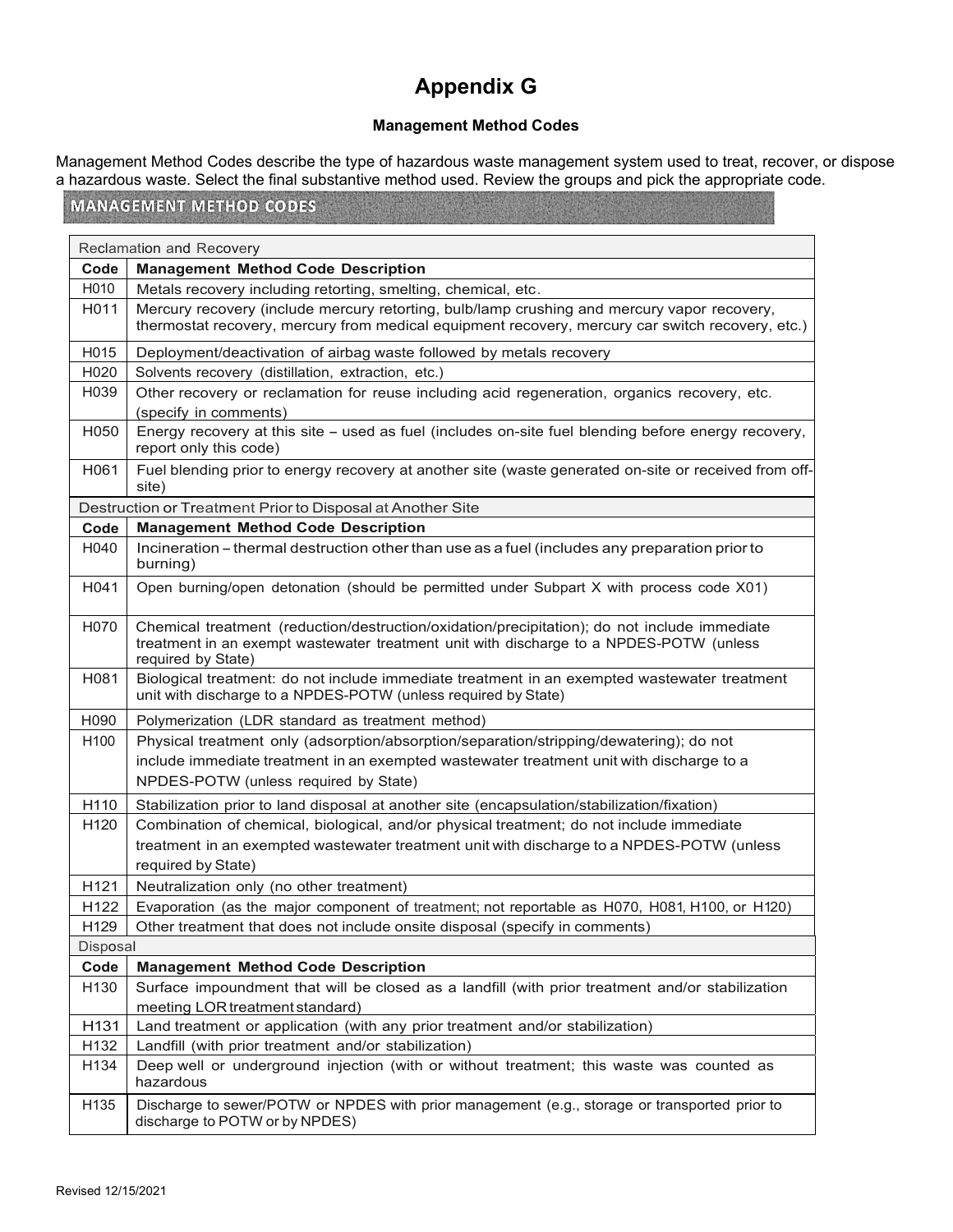# Appendix G

### Management Method Codes

Management Method Codes describe the type of hazardous waste management system used to treat, recover, or dispose a hazardous waste. Select the final substantive method used. Review the groups and pick the appropriate code.

## MANAGEMENT METHOD CODES

| Reclamation and Recovery | |
|---|---|
| **Code** | **Management Method Code Description** |
| H010 | Metals recovery including retorting, smelting, chemical, etc. |
| H011 | Mercury recovery (include mercury retorting, bulb/lamp crushing and mercury vapor recovery, thermostat recovery, mercury from medical equipment recovery, mercury car switch recovery, etc.) |
| H015 | Deployment/deactivation of airbag waste followed by metals recovery |
| H020 | Solvents recovery (distillation, extraction, etc.) |
| H039 | Other recovery or reclamation for reuse including acid regeneration, organics recovery, etc. (specify in comments) |
| H050 | Energy recovery at this site – used as fuel (includes on-site fuel blending before energy recovery, report only this code) |
| H061 | Fuel blending prior to energy recovery at another site (waste generated on-site or received from off-site) |
| Destruction or Treatment Prior to Disposal at Another Site | |
| **Code** | **Management Method Code Description** |
| H040 | Incineration – thermal destruction other than use as a fuel (includes any preparation prior to burning) |
| H041 | Open burning/open detonation (should be permitted under Subpart X with process code X01) |
| H070 | Chemical treatment (reduction/destruction/oxidation/precipitation); do not include immediate treatment in an exempt wastewater treatment unit with discharge to a NPDES-POTW (unless required by State) |
| H081 | Biological treatment: do not include immediate treatment in an exempted wastewater treatment unit with discharge to a NPDES-POTW (unless required by State) |
| H090 | Polymerization (LDR standard as treatment method) |
| H100 | Physical treatment only (adsorption/absorption/separation/stripping/dewatering); do not include immediate treatment in an exempted wastewater treatment unit with discharge to a NPDES-POTW (unless required by State) |
| H110 | Stabilization prior to land disposal at another site (encapsulation/stabilization/fixation) |
| H120 | Combination of chemical, biological, and/or physical treatment; do not include immediate treatment in an exempted wastewater treatment unit with discharge to a NPDES-POTW (unless required by State) |
| H121 | Neutralization only (no other treatment) |
| H122 | Evaporation (as the major component of treatment; not reportable as H070, H081, H100, or H120) |
| H129 | Other treatment that does not include onsite disposal (specify in comments) |
| Disposal | |
| **Code** | **Management Method Code Description** |
| H130 | Surface impoundment that will be closed as a landfill (with prior treatment and/or stabilization meeting LOR treatment standard) |
| H131 | Land treatment or application (with any prior treatment and/or stabilization) |
| H132 | Landfill (with prior treatment and/or stabilization) |
| H134 | Deep well or underground injection (with or without treatment; this waste was counted as hazardous |
| H135 | Discharge to sewer/POTW or NPDES with prior management (e.g., storage or transported prior to discharge to POTW or by NPDES) |

Revised 12/15/2021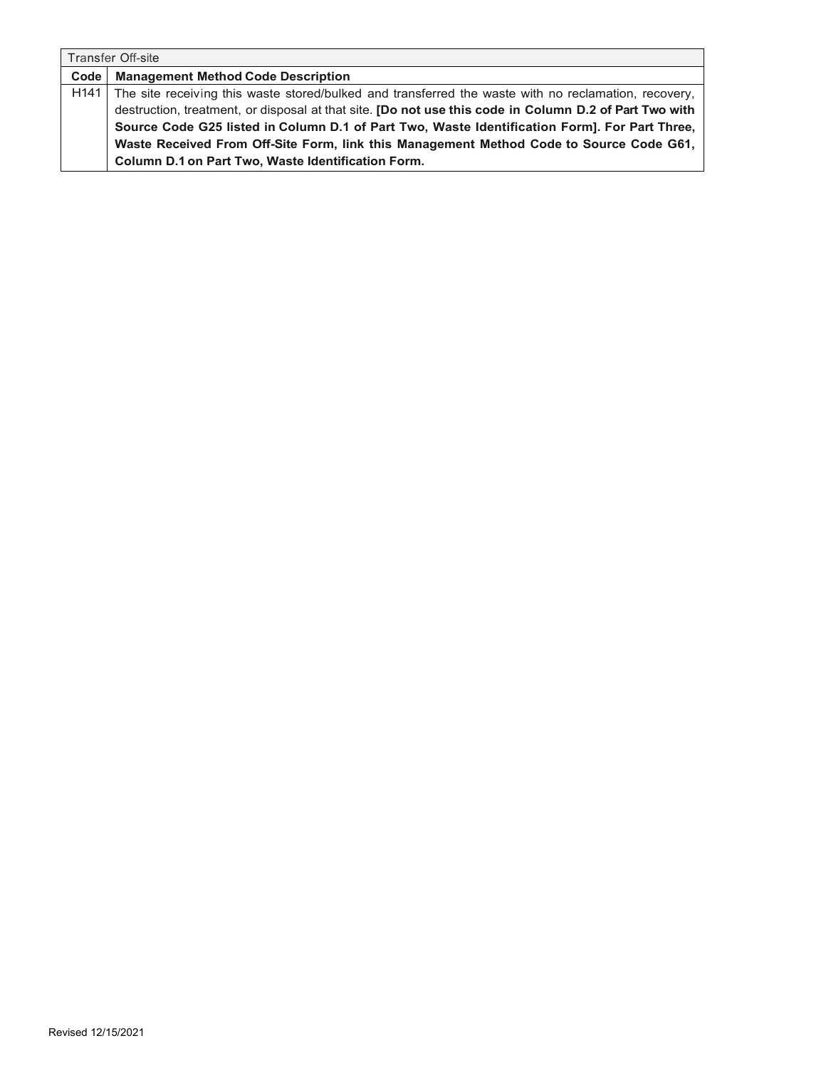| Transfer Off-site | |
|---|---|
| **Code** | **Management Method Code Description** |
| H141 | The site receiving this waste stored/bulked and transferred the waste with no reclamation, recovery, destruction, treatment, or disposal at that site. **[Do not use this code in Column D.2 of Part Two with Source Code G25 listed in Column D.1 of Part Two, Waste Identification Form]. For Part Three, Waste Received From Off-Site Form, link this Management Method Code to Source Code G61, Column D.1 on Part Two, Waste Identification Form.** |

Revised 12/15/2021